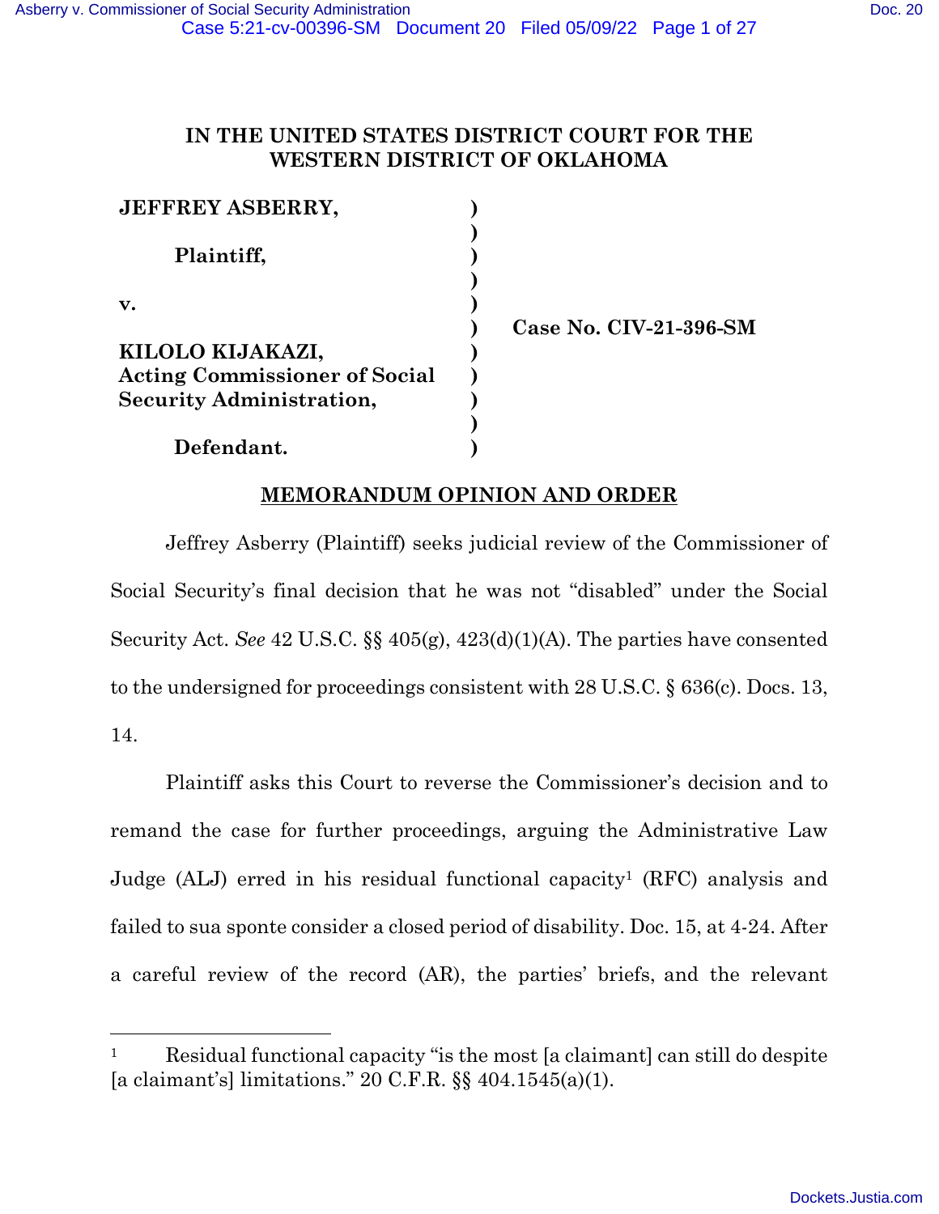# IN THE UNITED STATES DISTRICT COURT FOR THE WESTERN DISTRICT OF OKLAHOMA

| | | |
|---|---|---|
| **JEFFREY ASBERRY,** | ) | |
| | ) | |
| **Plaintiff,** | ) | |
| | ) | |
| **v.** | ) | |
| | ) | **Case No. CIV-21-396-SM** |
| **KILOLO KIJAKAZI,** | ) | |
| **Acting Commissioner of Social** | ) | |
| **Security Administration,** | ) | |
| | ) | |
| **Defendant.** | ) | |

## MEMORANDUM OPINION AND ORDER

Jeffrey Asberry (Plaintiff) seeks judicial review of the Commissioner of Social Security's final decision that he was not "disabled" under the Social Security Act. *See* 42 U.S.C. §§ 405(g), 423(d)(1)(A). The parties have consented to the undersigned for proceedings consistent with 28 U.S.C. § 636(c). Docs. 13, 14.

Plaintiff asks this Court to reverse the Commissioner's decision and to remand the case for further proceedings, arguing the Administrative Law Judge (ALJ) erred in his residual functional capacity[1] (RFC) analysis and failed to sua sponte consider a closed period of disability. Doc. 15, at 4-24. After a careful review of the record (AR), the parties' briefs, and the relevant

---

[1] Residual functional capacity "is the most [a claimant] can still do despite [a claimant's] limitations." 20 C.F.R. §§ 404.1545(a)(1).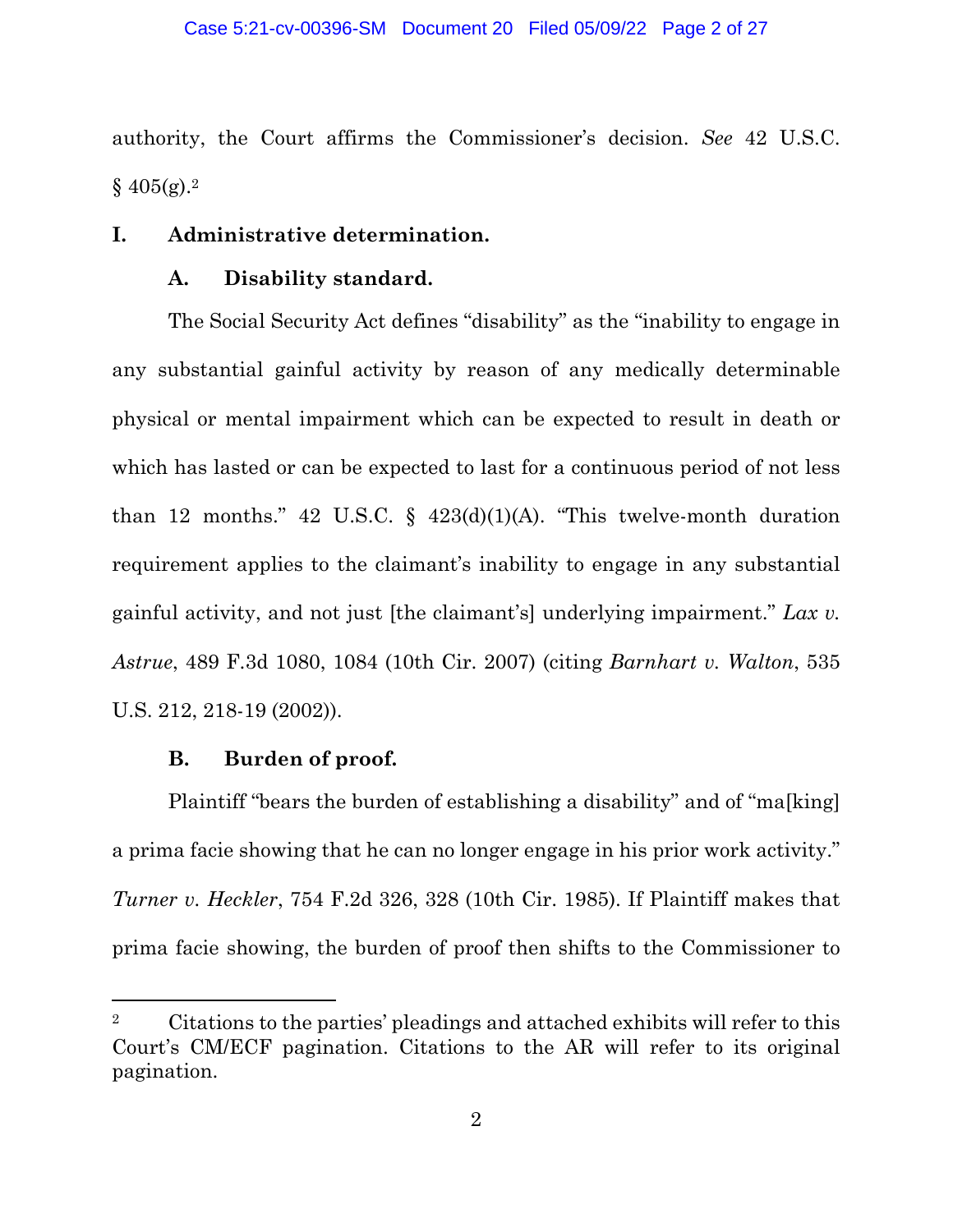authority, the Court affirms the Commissioner's decision. *See* 42 U.S.C. § 405(g).[2]

## I. Administrative determination.

### A. Disability standard.

The Social Security Act defines "disability" as the "inability to engage in any substantial gainful activity by reason of any medically determinable physical or mental impairment which can be expected to result in death or which has lasted or can be expected to last for a continuous period of not less than 12 months." 42 U.S.C. § 423(d)(1)(A). "This twelve-month duration requirement applies to the claimant's inability to engage in any substantial gainful activity, and not just [the claimant's] underlying impairment." *Lax v. Astrue*, 489 F.3d 1080, 1084 (10th Cir. 2007) (citing *Barnhart v. Walton*, 535 U.S. 212, 218-19 (2002)).

### B. Burden of proof.

Plaintiff "bears the burden of establishing a disability" and of "ma[king] a prima facie showing that he can no longer engage in his prior work activity." *Turner v. Heckler*, 754 F.2d 326, 328 (10th Cir. 1985). If Plaintiff makes that prima facie showing, the burden of proof then shifts to the Commissioner to

---

[2] Citations to the parties' pleadings and attached exhibits will refer to this Court's CM/ECF pagination. Citations to the AR will refer to its original pagination.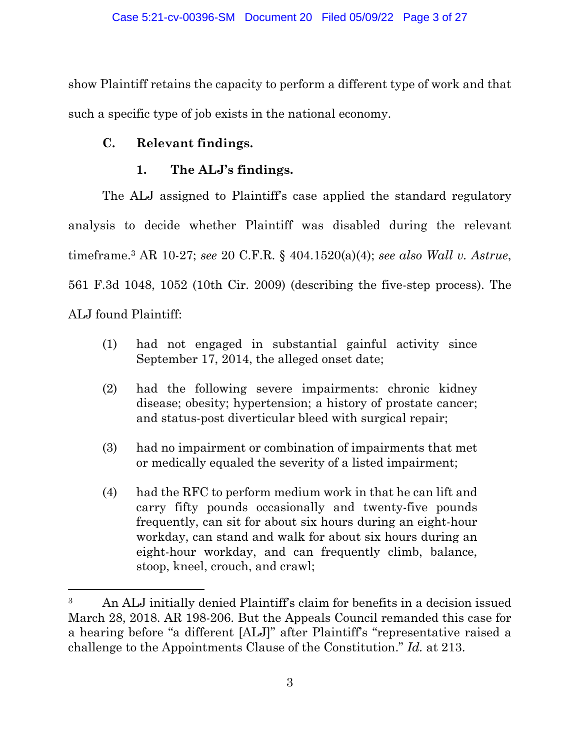show Plaintiff retains the capacity to perform a different type of work and that such a specific type of job exists in the national economy.

### C. Relevant findings.

#### 1. The ALJ's findings.

The ALJ assigned to Plaintiff's case applied the standard regulatory analysis to decide whether Plaintiff was disabled during the relevant timeframe.[3] AR 10-27; *see* 20 C.F.R. § 404.1520(a)(4); *see also Wall v. Astrue*, 561 F.3d 1048, 1052 (10th Cir. 2009) (describing the five-step process). The ALJ found Plaintiff:

(1) had not engaged in substantial gainful activity since September 17, 2014, the alleged onset date;

(2) had the following severe impairments: chronic kidney disease; obesity; hypertension; a history of prostate cancer; and status-post diverticular bleed with surgical repair;

(3) had no impairment or combination of impairments that met or medically equaled the severity of a listed impairment;

(4) had the RFC to perform medium work in that he can lift and carry fifty pounds occasionally and twenty-five pounds frequently, can sit for about six hours during an eight-hour workday, can stand and walk for about six hours during an eight-hour workday, and can frequently climb, balance, stoop, kneel, crouch, and crawl;

---

[3] An ALJ initially denied Plaintiff's claim for benefits in a decision issued March 28, 2018. AR 198-206. But the Appeals Council remanded this case for a hearing before "a different [ALJ]" after Plaintiff's "representative raised a challenge to the Appointments Clause of the Constitution." *Id.* at 213.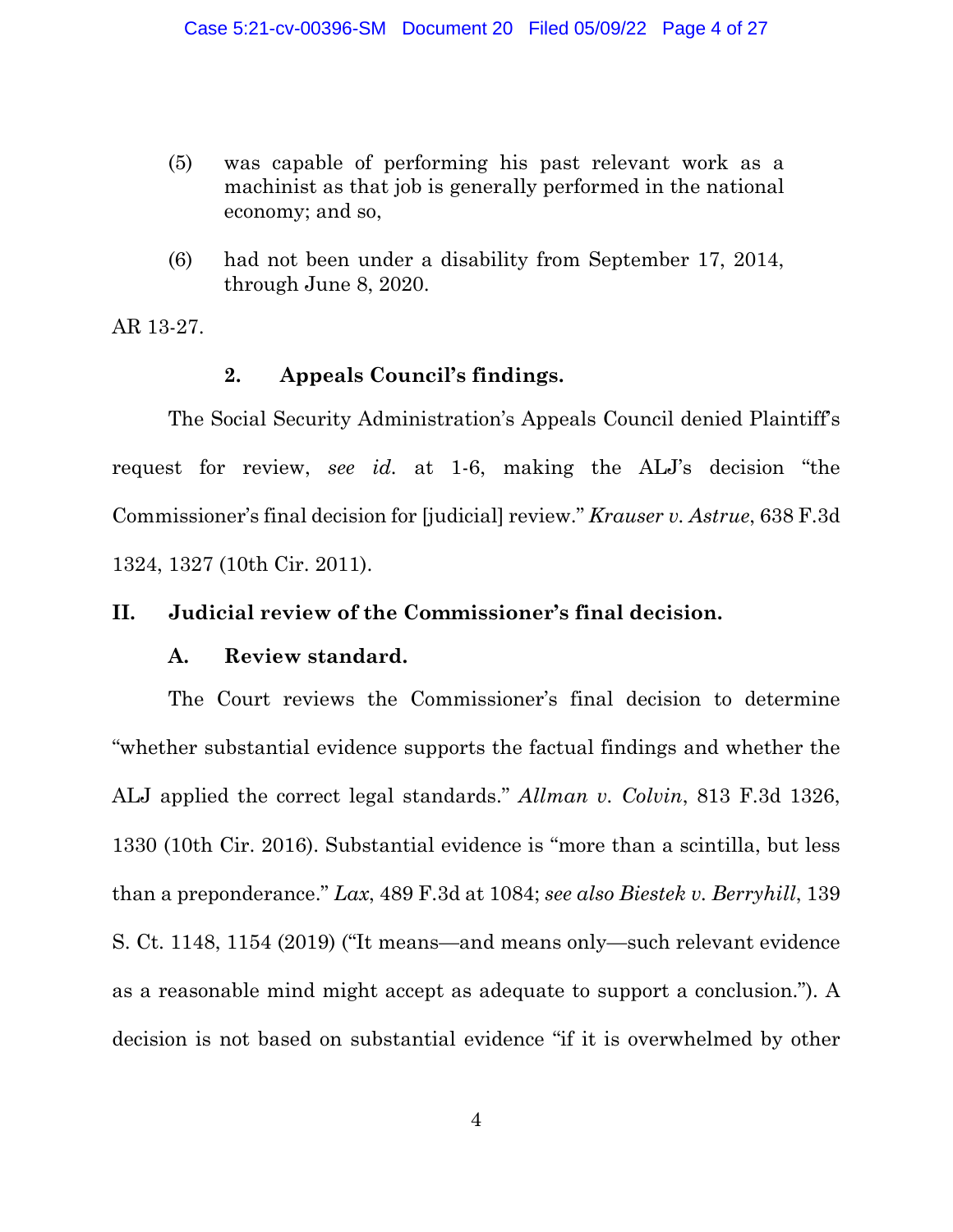(5) was capable of performing his past relevant work as a machinist as that job is generally performed in the national economy; and so,

(6) had not been under a disability from September 17, 2014, through June 8, 2020.

AR 13-27.

### 2. Appeals Council's findings.

The Social Security Administration's Appeals Council denied Plaintiff's request for review, *see id.* at 1-6, making the ALJ's decision "the Commissioner's final decision for [judicial] review." *Krauser v. Astrue*, 638 F.3d 1324, 1327 (10th Cir. 2011).

## II. Judicial review of the Commissioner's final decision.

### A. Review standard.

The Court reviews the Commissioner's final decision to determine "whether substantial evidence supports the factual findings and whether the ALJ applied the correct legal standards." *Allman v. Colvin*, 813 F.3d 1326, 1330 (10th Cir. 2016). Substantial evidence is "more than a scintilla, but less than a preponderance." *Lax*, 489 F.3d at 1084; *see also Biestek v. Berryhill*, 139 S. Ct. 1148, 1154 (2019) ("It means—and means only—such relevant evidence as a reasonable mind might accept as adequate to support a conclusion."). A decision is not based on substantial evidence "if it is overwhelmed by other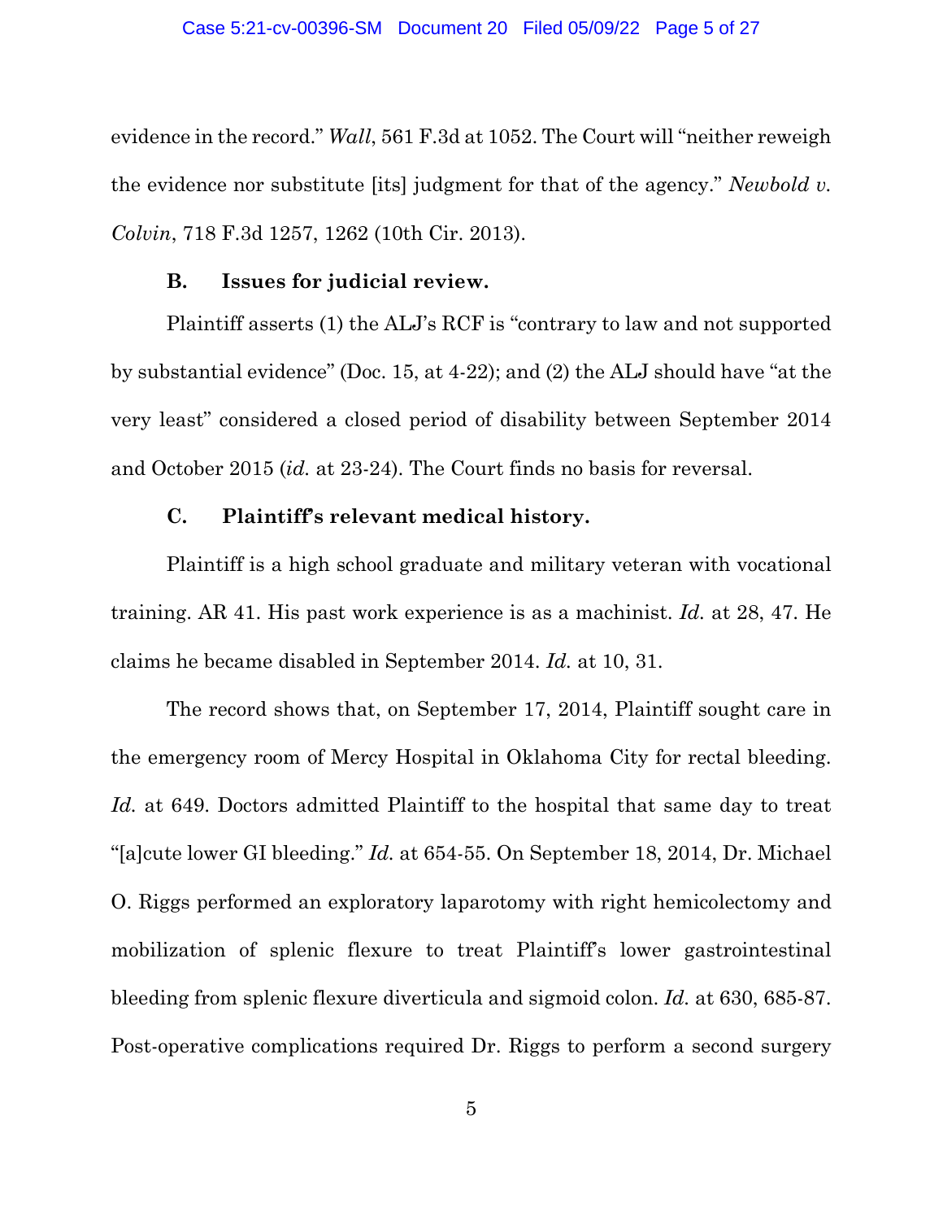evidence in the record." *Wall*, 561 F.3d at 1052. The Court will "neither reweigh the evidence nor substitute [its] judgment for that of the agency." *Newbold v. Colvin*, 718 F.3d 1257, 1262 (10th Cir. 2013).

### B. Issues for judicial review.

Plaintiff asserts (1) the ALJ's RCF is "contrary to law and not supported by substantial evidence" (Doc. 15, at 4-22); and (2) the ALJ should have "at the very least" considered a closed period of disability between September 2014 and October 2015 (*id.* at 23-24). The Court finds no basis for reversal.

### C. Plaintiff's relevant medical history.

Plaintiff is a high school graduate and military veteran with vocational training. AR 41. His past work experience is as a machinist. *Id.* at 28, 47. He claims he became disabled in September 2014. *Id.* at 10, 31.

The record shows that, on September 17, 2014, Plaintiff sought care in the emergency room of Mercy Hospital in Oklahoma City for rectal bleeding. *Id.* at 649. Doctors admitted Plaintiff to the hospital that same day to treat "[a]cute lower GI bleeding." *Id.* at 654-55. On September 18, 2014, Dr. Michael O. Riggs performed an exploratory laparotomy with right hemicolectomy and mobilization of splenic flexure to treat Plaintiff's lower gastrointestinal bleeding from splenic flexure diverticula and sigmoid colon. *Id.* at 630, 685-87. Post-operative complications required Dr. Riggs to perform a second surgery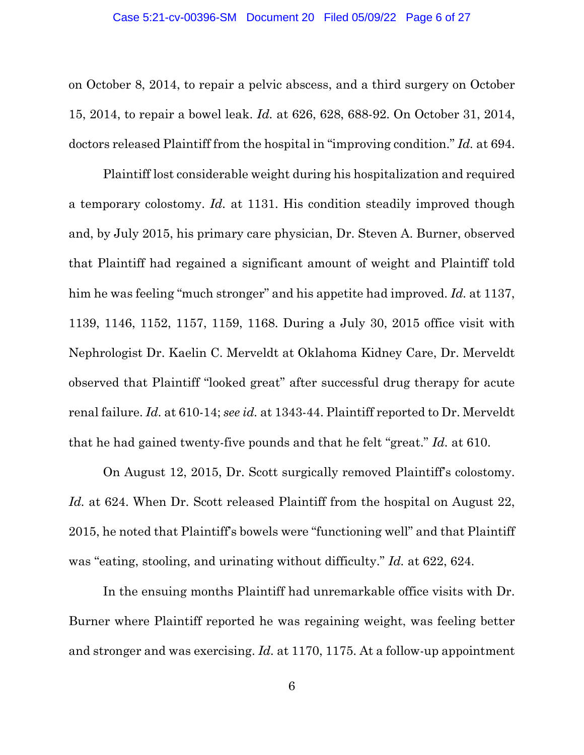on October 8, 2014, to repair a pelvic abscess, and a third surgery on October 15, 2014, to repair a bowel leak. *Id.* at 626, 628, 688-92. On October 31, 2014, doctors released Plaintiff from the hospital in "improving condition." *Id.* at 694.

Plaintiff lost considerable weight during his hospitalization and required a temporary colostomy. *Id.* at 1131. His condition steadily improved though and, by July 2015, his primary care physician, Dr. Steven A. Burner, observed that Plaintiff had regained a significant amount of weight and Plaintiff told him he was feeling "much stronger" and his appetite had improved. *Id.* at 1137, 1139, 1146, 1152, 1157, 1159, 1168. During a July 30, 2015 office visit with Nephrologist Dr. Kaelin C. Merveldt at Oklahoma Kidney Care, Dr. Merveldt observed that Plaintiff "looked great" after successful drug therapy for acute renal failure. *Id.* at 610-14; *see id.* at 1343-44. Plaintiff reported to Dr. Merveldt that he had gained twenty-five pounds and that he felt "great." *Id.* at 610.

On August 12, 2015, Dr. Scott surgically removed Plaintiff's colostomy. *Id.* at 624. When Dr. Scott released Plaintiff from the hospital on August 22, 2015, he noted that Plaintiff's bowels were "functioning well" and that Plaintiff was "eating, stooling, and urinating without difficulty." *Id.* at 622, 624.

In the ensuing months Plaintiff had unremarkable office visits with Dr. Burner where Plaintiff reported he was regaining weight, was feeling better and stronger and was exercising. *Id.* at 1170, 1175. At a follow-up appointment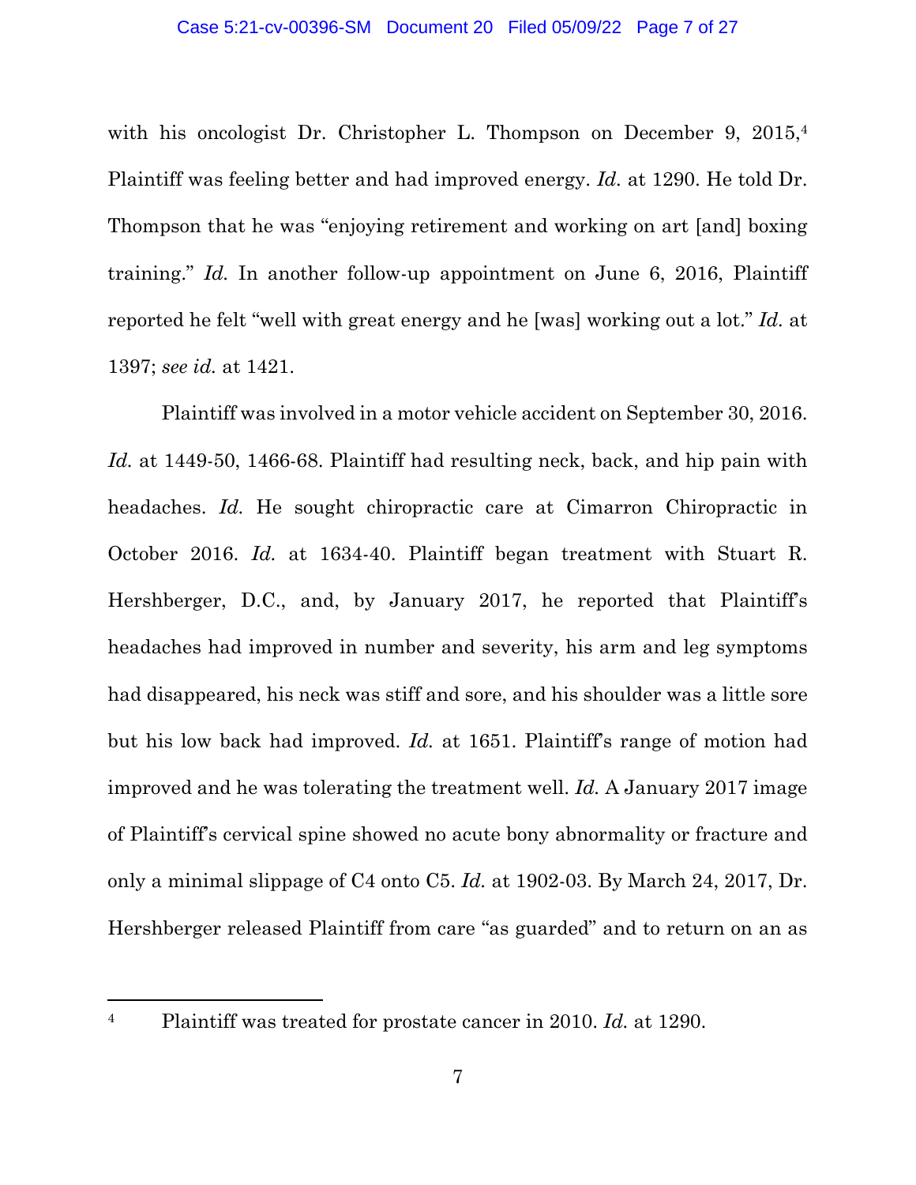with his oncologist Dr. Christopher L. Thompson on December 9, 2015,[4] Plaintiff was feeling better and had improved energy. *Id.* at 1290. He told Dr. Thompson that he was "enjoying retirement and working on art [and] boxing training." *Id.* In another follow-up appointment on June 6, 2016, Plaintiff reported he felt "well with great energy and he [was] working out a lot." *Id.* at 1397; *see id.* at 1421.

Plaintiff was involved in a motor vehicle accident on September 30, 2016. *Id.* at 1449-50, 1466-68. Plaintiff had resulting neck, back, and hip pain with headaches. *Id.* He sought chiropractic care at Cimarron Chiropractic in October 2016. *Id.* at 1634-40. Plaintiff began treatment with Stuart R. Hershberger, D.C., and, by January 2017, he reported that Plaintiff's headaches had improved in number and severity, his arm and leg symptoms had disappeared, his neck was stiff and sore, and his shoulder was a little sore but his low back had improved. *Id.* at 1651. Plaintiff's range of motion had improved and he was tolerating the treatment well. *Id.* A January 2017 image of Plaintiff's cervical spine showed no acute bony abnormality or fracture and only a minimal slippage of C4 onto C5. *Id.* at 1902-03. By March 24, 2017, Dr. Hershberger released Plaintiff from care "as guarded" and to return on an as

---

[4] Plaintiff was treated for prostate cancer in 2010. *Id.* at 1290.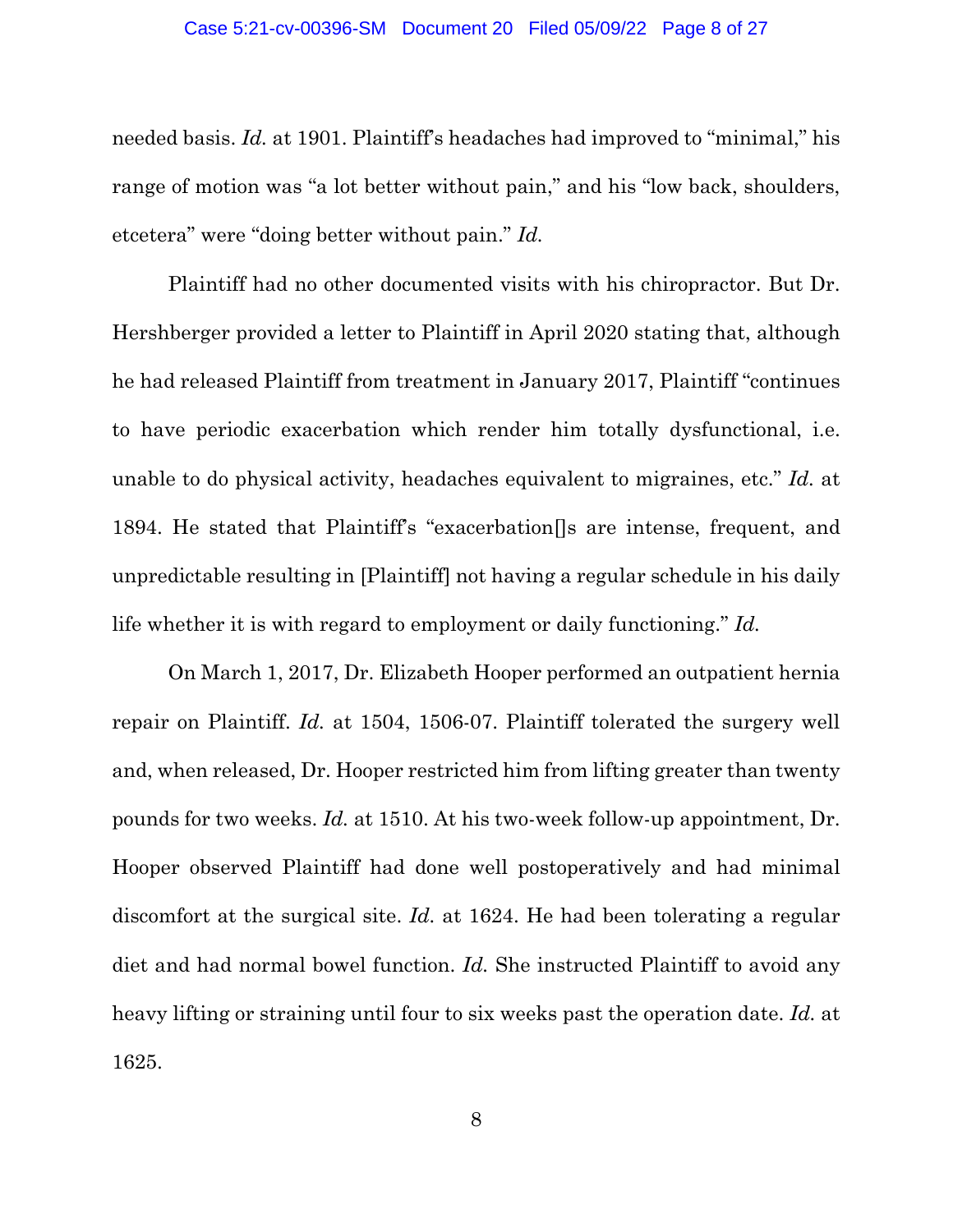needed basis. *Id.* at 1901. Plaintiff's headaches had improved to "minimal," his range of motion was "a lot better without pain," and his "low back, shoulders, etcetera" were "doing better without pain." *Id.*

Plaintiff had no other documented visits with his chiropractor. But Dr. Hershberger provided a letter to Plaintiff in April 2020 stating that, although he had released Plaintiff from treatment in January 2017, Plaintiff "continues to have periodic exacerbation which render him totally dysfunctional, i.e. unable to do physical activity, headaches equivalent to migraines, etc." *Id.* at 1894. He stated that Plaintiff's "exacerbation[]s are intense, frequent, and unpredictable resulting in [Plaintiff] not having a regular schedule in his daily life whether it is with regard to employment or daily functioning." *Id.*

On March 1, 2017, Dr. Elizabeth Hooper performed an outpatient hernia repair on Plaintiff. *Id.* at 1504, 1506-07. Plaintiff tolerated the surgery well and, when released, Dr. Hooper restricted him from lifting greater than twenty pounds for two weeks. *Id.* at 1510. At his two-week follow-up appointment, Dr. Hooper observed Plaintiff had done well postoperatively and had minimal discomfort at the surgical site. *Id.* at 1624. He had been tolerating a regular diet and had normal bowel function. *Id.* She instructed Plaintiff to avoid any heavy lifting or straining until four to six weeks past the operation date. *Id.* at 1625.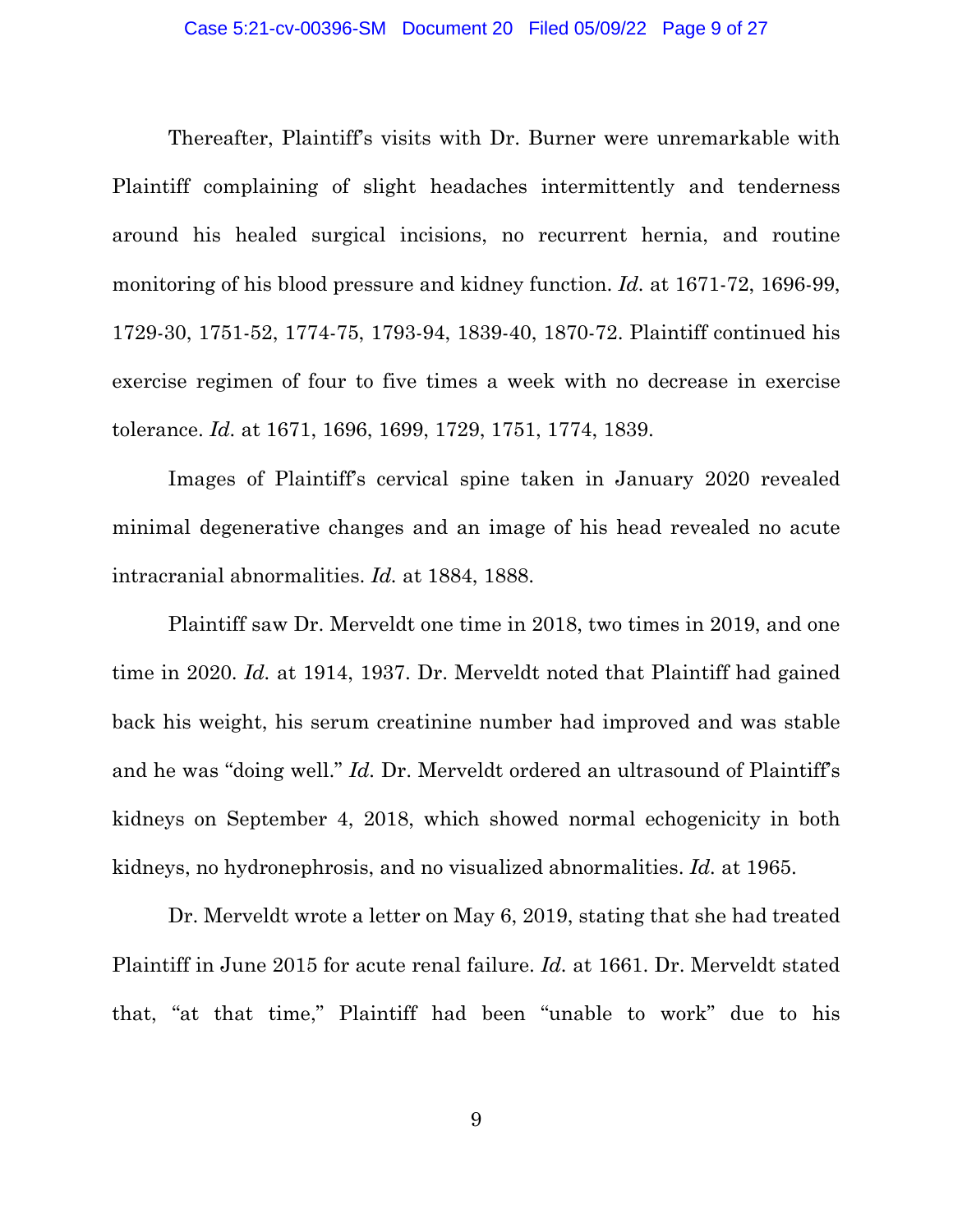Thereafter, Plaintiff's visits with Dr. Burner were unremarkable with Plaintiff complaining of slight headaches intermittently and tenderness around his healed surgical incisions, no recurrent hernia, and routine monitoring of his blood pressure and kidney function. *Id.* at 1671-72, 1696-99, 1729-30, 1751-52, 1774-75, 1793-94, 1839-40, 1870-72. Plaintiff continued his exercise regimen of four to five times a week with no decrease in exercise tolerance. *Id.* at 1671, 1696, 1699, 1729, 1751, 1774, 1839.

Images of Plaintiff's cervical spine taken in January 2020 revealed minimal degenerative changes and an image of his head revealed no acute intracranial abnormalities. *Id.* at 1884, 1888.

Plaintiff saw Dr. Merveldt one time in 2018, two times in 2019, and one time in 2020. *Id.* at 1914, 1937. Dr. Merveldt noted that Plaintiff had gained back his weight, his serum creatinine number had improved and was stable and he was "doing well." *Id.* Dr. Merveldt ordered an ultrasound of Plaintiff's kidneys on September 4, 2018, which showed normal echogenicity in both kidneys, no hydronephrosis, and no visualized abnormalities. *Id.* at 1965.

Dr. Merveldt wrote a letter on May 6, 2019, stating that she had treated Plaintiff in June 2015 for acute renal failure. *Id.* at 1661. Dr. Merveldt stated that, "at that time," Plaintiff had been "unable to work" due to his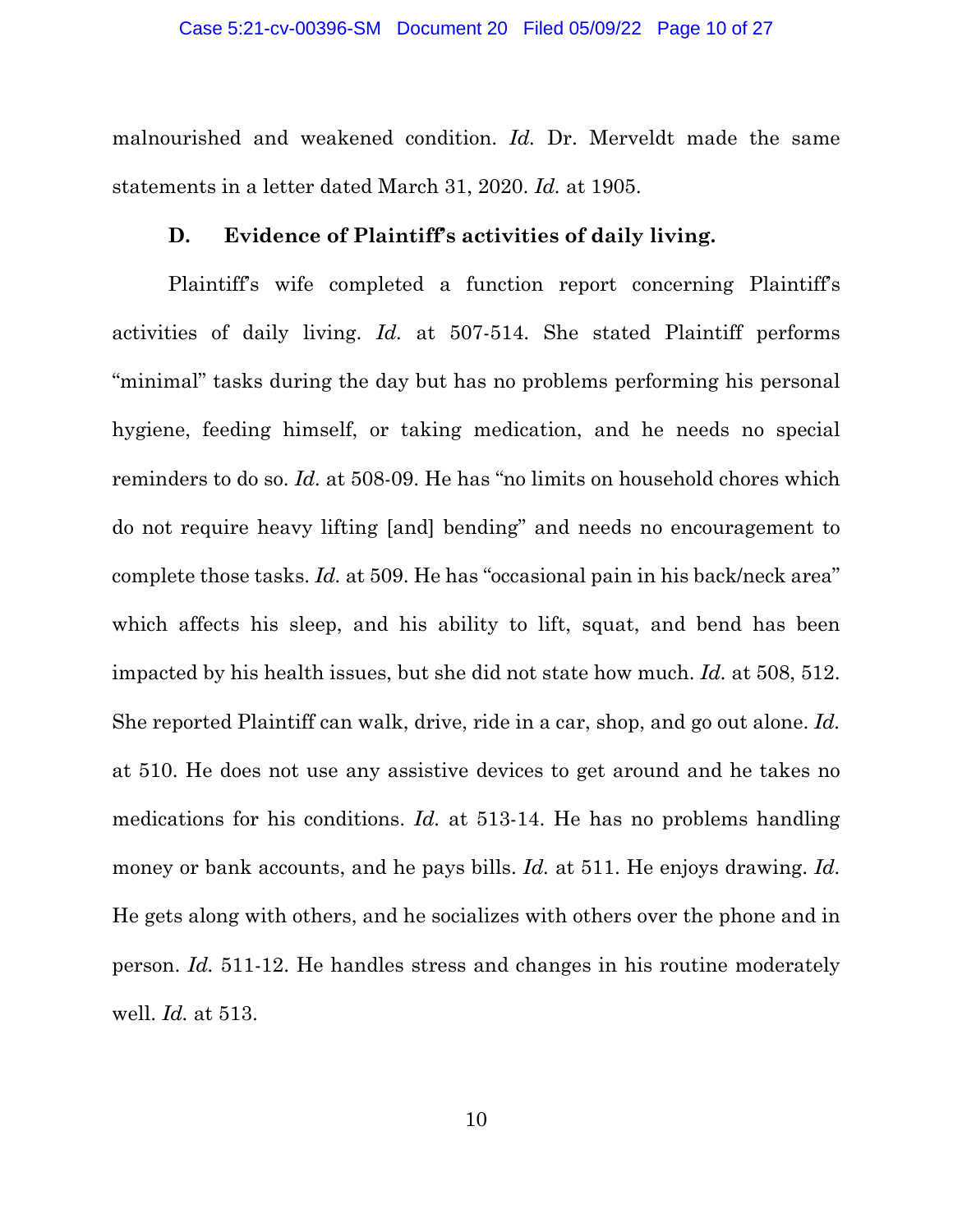malnourished and weakened condition. *Id.* Dr. Merveldt made the same statements in a letter dated March 31, 2020. *Id.* at 1905.

### D. Evidence of Plaintiff's activities of daily living.

Plaintiff's wife completed a function report concerning Plaintiff's activities of daily living. *Id.* at 507-514. She stated Plaintiff performs "minimal" tasks during the day but has no problems performing his personal hygiene, feeding himself, or taking medication, and he needs no special reminders to do so. *Id.* at 508-09. He has "no limits on household chores which do not require heavy lifting [and] bending" and needs no encouragement to complete those tasks. *Id.* at 509. He has "occasional pain in his back/neck area" which affects his sleep, and his ability to lift, squat, and bend has been impacted by his health issues, but she did not state how much. *Id.* at 508, 512. She reported Plaintiff can walk, drive, ride in a car, shop, and go out alone. *Id.* at 510. He does not use any assistive devices to get around and he takes no medications for his conditions. *Id.* at 513-14. He has no problems handling money or bank accounts, and he pays bills. *Id.* at 511. He enjoys drawing. *Id.* He gets along with others, and he socializes with others over the phone and in person. *Id.* 511-12. He handles stress and changes in his routine moderately well. *Id.* at 513.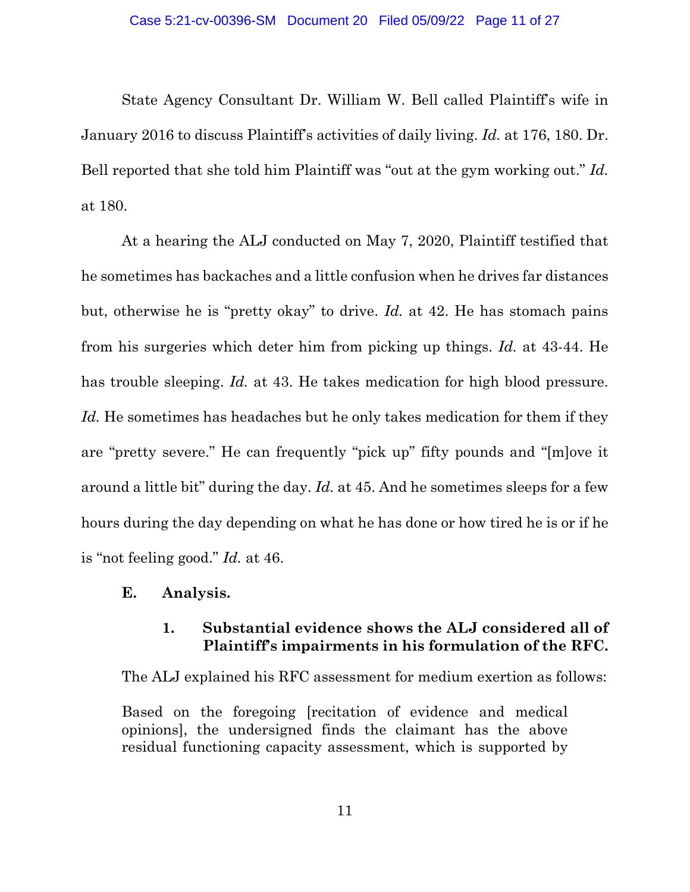State Agency Consultant Dr. William W. Bell called Plaintiff's wife in January 2016 to discuss Plaintiff's activities of daily living. *Id.* at 176, 180. Dr. Bell reported that she told him Plaintiff was "out at the gym working out." *Id.* at 180.

At a hearing the ALJ conducted on May 7, 2020, Plaintiff testified that he sometimes has backaches and a little confusion when he drives far distances but, otherwise he is "pretty okay" to drive. *Id.* at 42. He has stomach pains from his surgeries which deter him from picking up things. *Id.* at 43-44. He has trouble sleeping. *Id.* at 43. He takes medication for high blood pressure. *Id.* He sometimes has headaches but he only takes medication for them if they are "pretty severe." He can frequently "pick up" fifty pounds and "[m]ove it around a little bit" during the day. *Id.* at 45. And he sometimes sleeps for a few hours during the day depending on what he has done or how tired he is or if he is "not feeling good." *Id.* at 46.

### E. Analysis.

#### 1. Substantial evidence shows the ALJ considered all of Plaintiff's impairments in his formulation of the RFC.

The ALJ explained his RFC assessment for medium exertion as follows:

> Based on the foregoing [recitation of evidence and medical opinions], the undersigned finds the claimant has the above residual functioning capacity assessment, which is supported by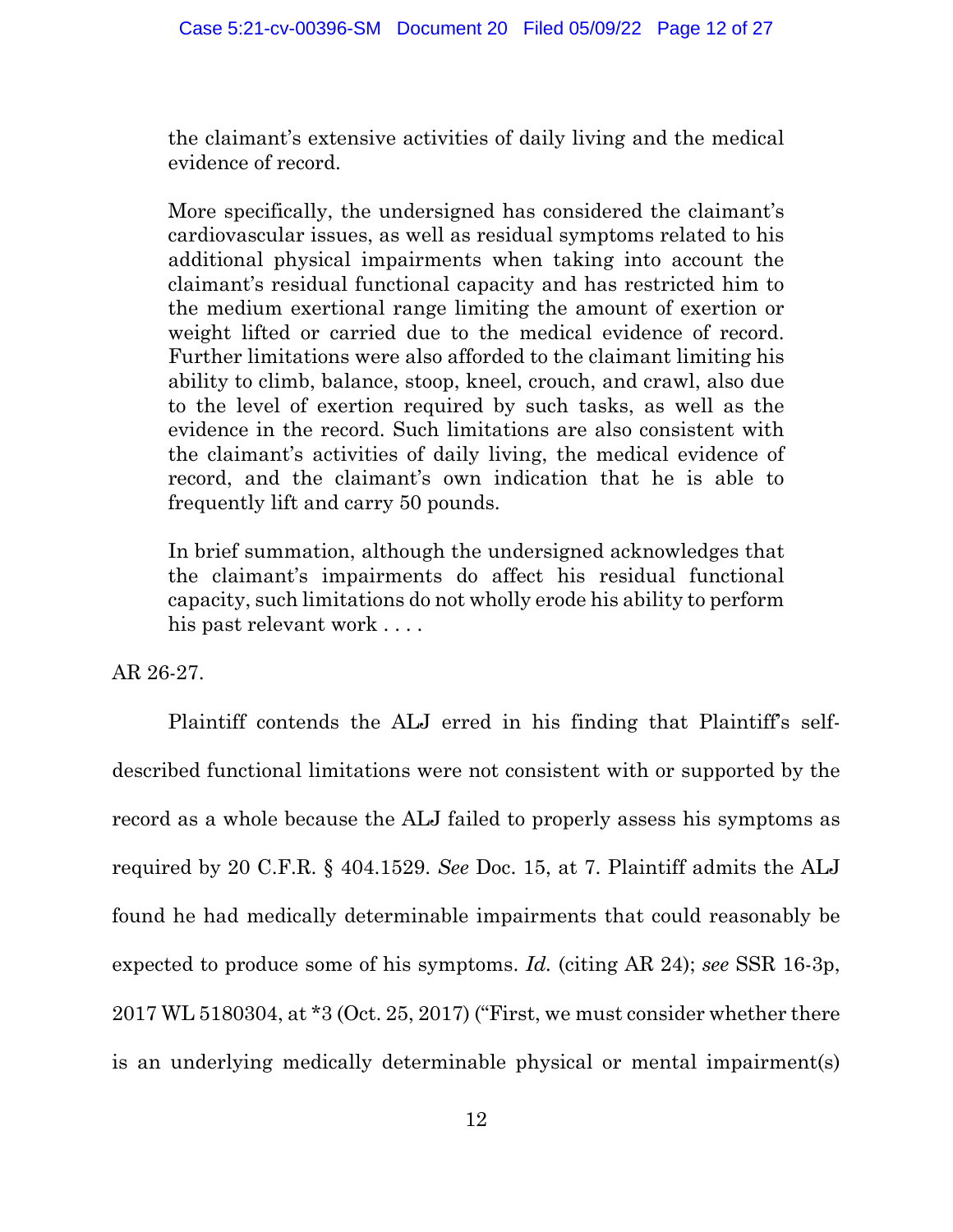> the claimant's extensive activities of daily living and the medical evidence of record.
>
> More specifically, the undersigned has considered the claimant's cardiovascular issues, as well as residual symptoms related to his additional physical impairments when taking into account the claimant's residual functional capacity and has restricted him to the medium exertional range limiting the amount of exertion or weight lifted or carried due to the medical evidence of record. Further limitations were also afforded to the claimant limiting his ability to climb, balance, stoop, kneel, crouch, and crawl, also due to the level of exertion required by such tasks, as well as the evidence in the record. Such limitations are also consistent with the claimant's activities of daily living, the medical evidence of record, and the claimant's own indication that he is able to frequently lift and carry 50 pounds.
>
> In brief summation, although the undersigned acknowledges that the claimant's impairments do affect his residual functional capacity, such limitations do not wholly erode his ability to perform his past relevant work . . . .

AR 26-27.

Plaintiff contends the ALJ erred in his finding that Plaintiff's self-described functional limitations were not consistent with or supported by the record as a whole because the ALJ failed to properly assess his symptoms as required by 20 C.F.R. § 404.1529. *See* Doc. 15, at 7. Plaintiff admits the ALJ found he had medically determinable impairments that could reasonably be expected to produce some of his symptoms. *Id.* (citing AR 24); *see* SSR 16-3p, 2017 WL 5180304, at *3 (Oct. 25, 2017) ("First, we must consider whether there is an underlying medically determinable physical or mental impairment(s)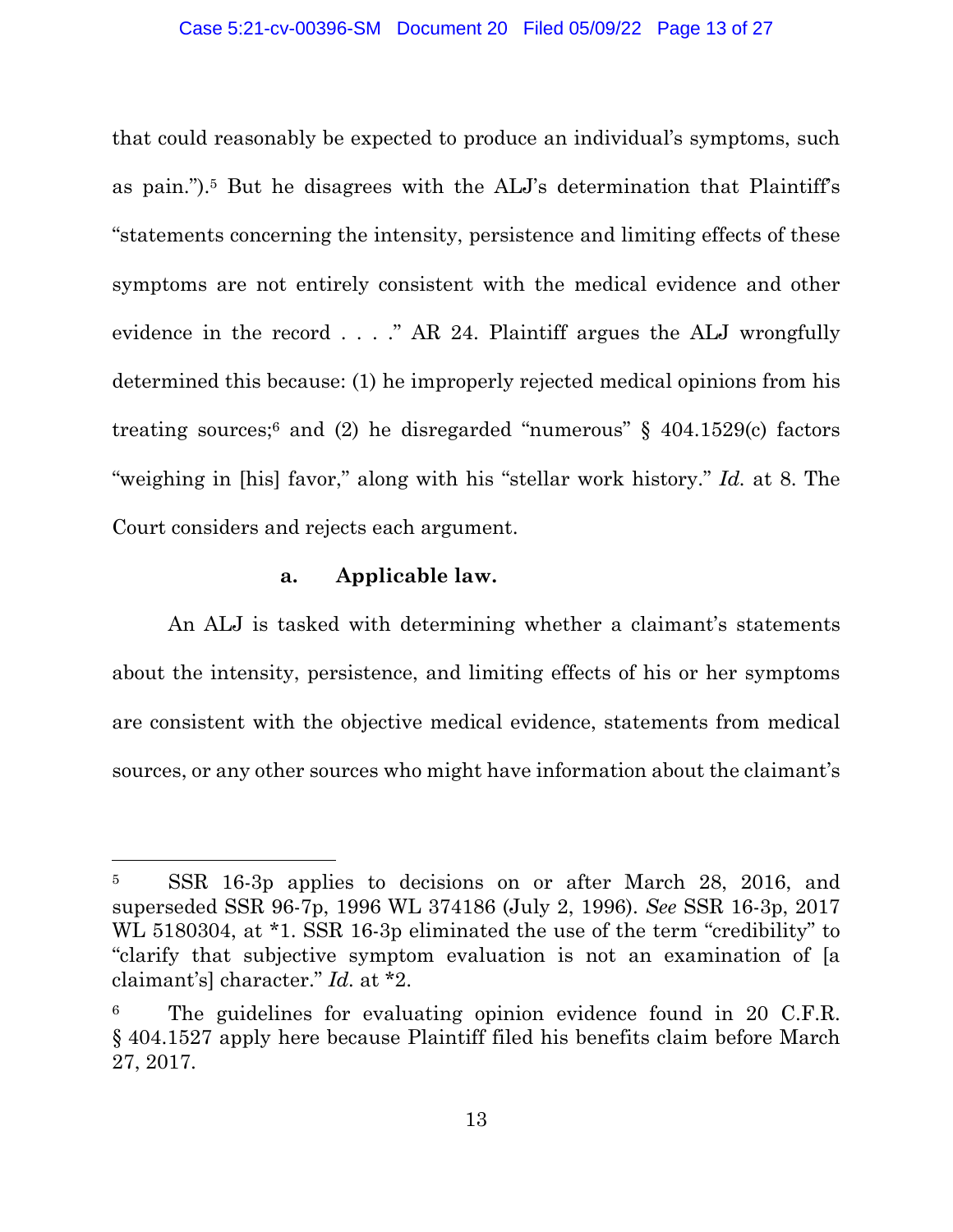that could reasonably be expected to produce an individual's symptoms, such as pain.").[5] But he disagrees with the ALJ's determination that Plaintiff's "statements concerning the intensity, persistence and limiting effects of these symptoms are not entirely consistent with the medical evidence and other evidence in the record . . . ." AR 24. Plaintiff argues the ALJ wrongfully determined this because: (1) he improperly rejected medical opinions from his treating sources;[6] and (2) he disregarded "numerous" § 404.1529(c) factors "weighing in [his] favor," along with his "stellar work history." *Id.* at 8. The Court considers and rejects each argument.

**a. Applicable law.**

An ALJ is tasked with determining whether a claimant's statements about the intensity, persistence, and limiting effects of his or her symptoms are consistent with the objective medical evidence, statements from medical sources, or any other sources who might have information about the claimant's

---

[5] SSR 16-3p applies to decisions on or after March 28, 2016, and superseded SSR 96-7p, 1996 WL 374186 (July 2, 1996). *See* SSR 16-3p, 2017 WL 5180304, at *1. SSR 16-3p eliminated the use of the term "credibility" to "clarify that subjective symptom evaluation is not an examination of [a claimant's] character." *Id.* at *2.

[6] The guidelines for evaluating opinion evidence found in 20 C.F.R. § 404.1527 apply here because Plaintiff filed his benefits claim before March 27, 2017.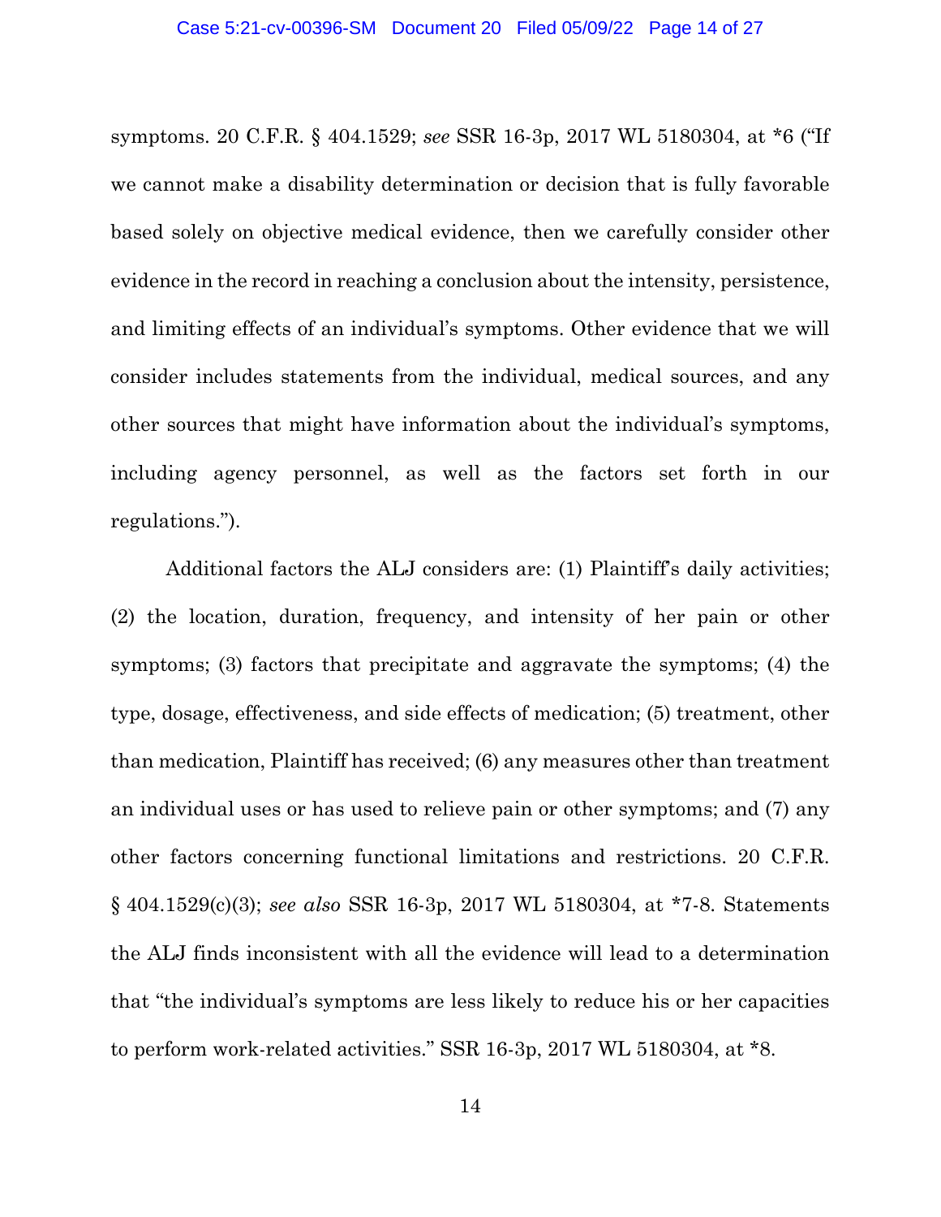symptoms. 20 C.F.R. § 404.1529; *see* SSR 16-3p, 2017 WL 5180304, at *6 ("If we cannot make a disability determination or decision that is fully favorable based solely on objective medical evidence, then we carefully consider other evidence in the record in reaching a conclusion about the intensity, persistence, and limiting effects of an individual's symptoms. Other evidence that we will consider includes statements from the individual, medical sources, and any other sources that might have information about the individual's symptoms, including agency personnel, as well as the factors set forth in our regulations.").

Additional factors the ALJ considers are: (1) Plaintiff's daily activities; (2) the location, duration, frequency, and intensity of her pain or other symptoms; (3) factors that precipitate and aggravate the symptoms; (4) the type, dosage, effectiveness, and side effects of medication; (5) treatment, other than medication, Plaintiff has received; (6) any measures other than treatment an individual uses or has used to relieve pain or other symptoms; and (7) any other factors concerning functional limitations and restrictions. 20 C.F.R. § 404.1529(c)(3); *see also* SSR 16-3p, 2017 WL 5180304, at *7-8. Statements the ALJ finds inconsistent with all the evidence will lead to a determination that "the individual's symptoms are less likely to reduce his or her capacities to perform work-related activities." SSR 16-3p, 2017 WL 5180304, at *8.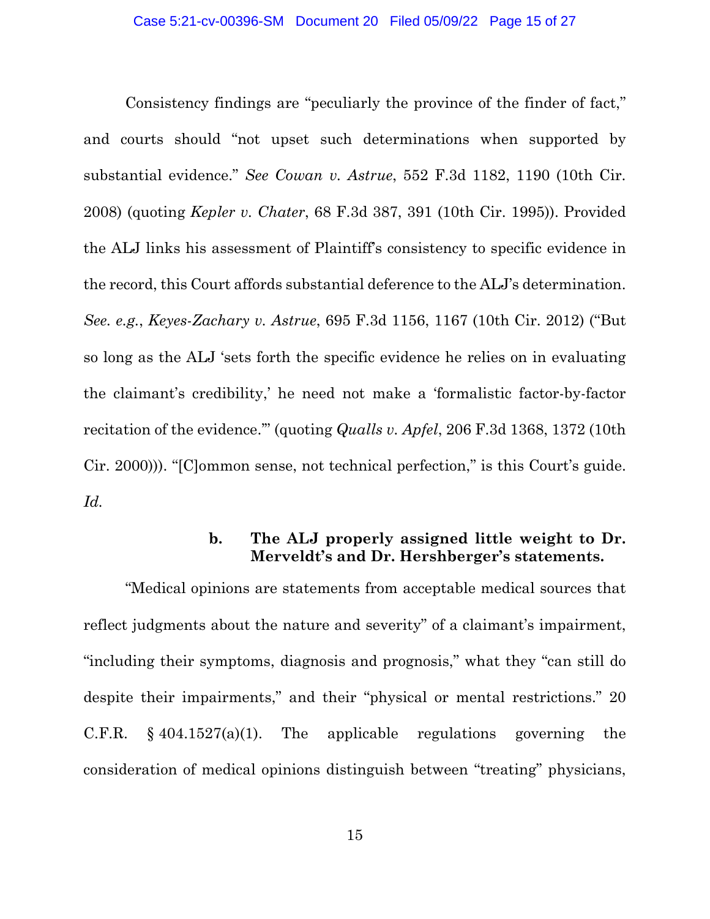Consistency findings are "peculiarly the province of the finder of fact," and courts should "not upset such determinations when supported by substantial evidence." *See Cowan v. Astrue*, 552 F.3d 1182, 1190 (10th Cir. 2008) (quoting *Kepler v. Chater*, 68 F.3d 387, 391 (10th Cir. 1995)). Provided the ALJ links his assessment of Plaintiff's consistency to specific evidence in the record, this Court affords substantial deference to the ALJ's determination. *See. e.g.*, *Keyes-Zachary v. Astrue*, 695 F.3d 1156, 1167 (10th Cir. 2012) ("But so long as the ALJ 'sets forth the specific evidence he relies on in evaluating the claimant's credibility,' he need not make a 'formalistic factor-by-factor recitation of the evidence.'" (quoting *Qualls v. Apfel*, 206 F.3d 1368, 1372 (10th Cir. 2000))). "[C]ommon sense, not technical perfection," is this Court's guide. *Id.*

#### b. The ALJ properly assigned little weight to Dr. Merveldt's and Dr. Hershberger's statements.

"Medical opinions are statements from acceptable medical sources that reflect judgments about the nature and severity" of a claimant's impairment, "including their symptoms, diagnosis and prognosis," what they "can still do despite their impairments," and their "physical or mental restrictions." 20 C.F.R. § 404.1527(a)(1). The applicable regulations governing the consideration of medical opinions distinguish between "treating" physicians,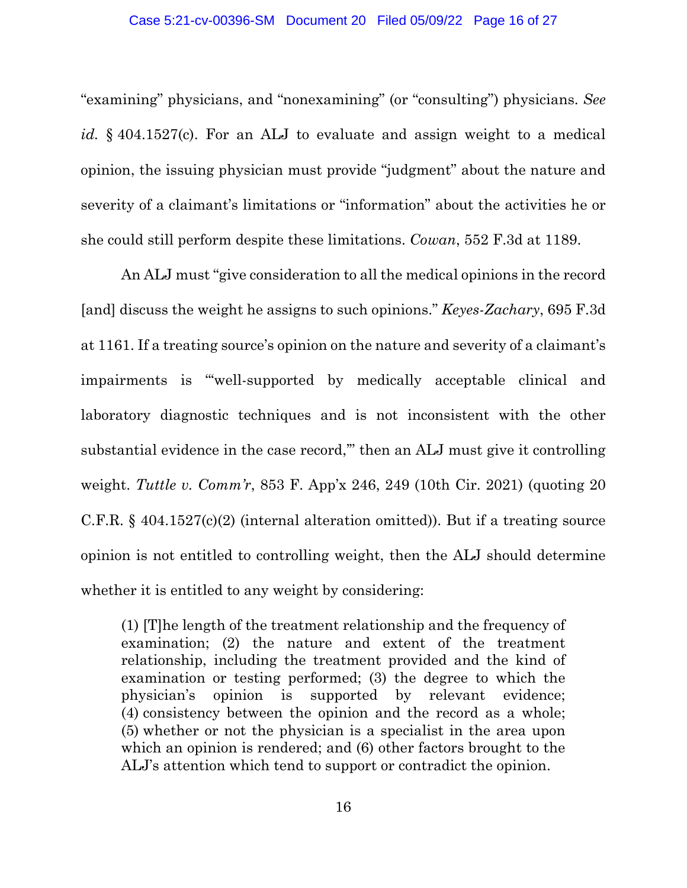"examining" physicians, and "nonexamining" (or "consulting") physicians. *See id.* § 404.1527(c). For an ALJ to evaluate and assign weight to a medical opinion, the issuing physician must provide "judgment" about the nature and severity of a claimant's limitations or "information" about the activities he or she could still perform despite these limitations. *Cowan*, 552 F.3d at 1189.

An ALJ must "give consideration to all the medical opinions in the record [and] discuss the weight he assigns to such opinions." *Keyes-Zachary*, 695 F.3d at 1161. If a treating source's opinion on the nature and severity of a claimant's impairments is "'well-supported by medically acceptable clinical and laboratory diagnostic techniques and is not inconsistent with the other substantial evidence in the case record,'" then an ALJ must give it controlling weight. *Tuttle v. Comm'r*, 853 F. App'x 246, 249 (10th Cir. 2021) (quoting 20 C.F.R. § 404.1527(c)(2) (internal alteration omitted)). But if a treating source opinion is not entitled to controlling weight, then the ALJ should determine whether it is entitled to any weight by considering:

> (1) [T]he length of the treatment relationship and the frequency of examination; (2) the nature and extent of the treatment relationship, including the treatment provided and the kind of examination or testing performed; (3) the degree to which the physician's opinion is supported by relevant evidence; (4) consistency between the opinion and the record as a whole; (5) whether or not the physician is a specialist in the area upon which an opinion is rendered; and (6) other factors brought to the ALJ's attention which tend to support or contradict the opinion.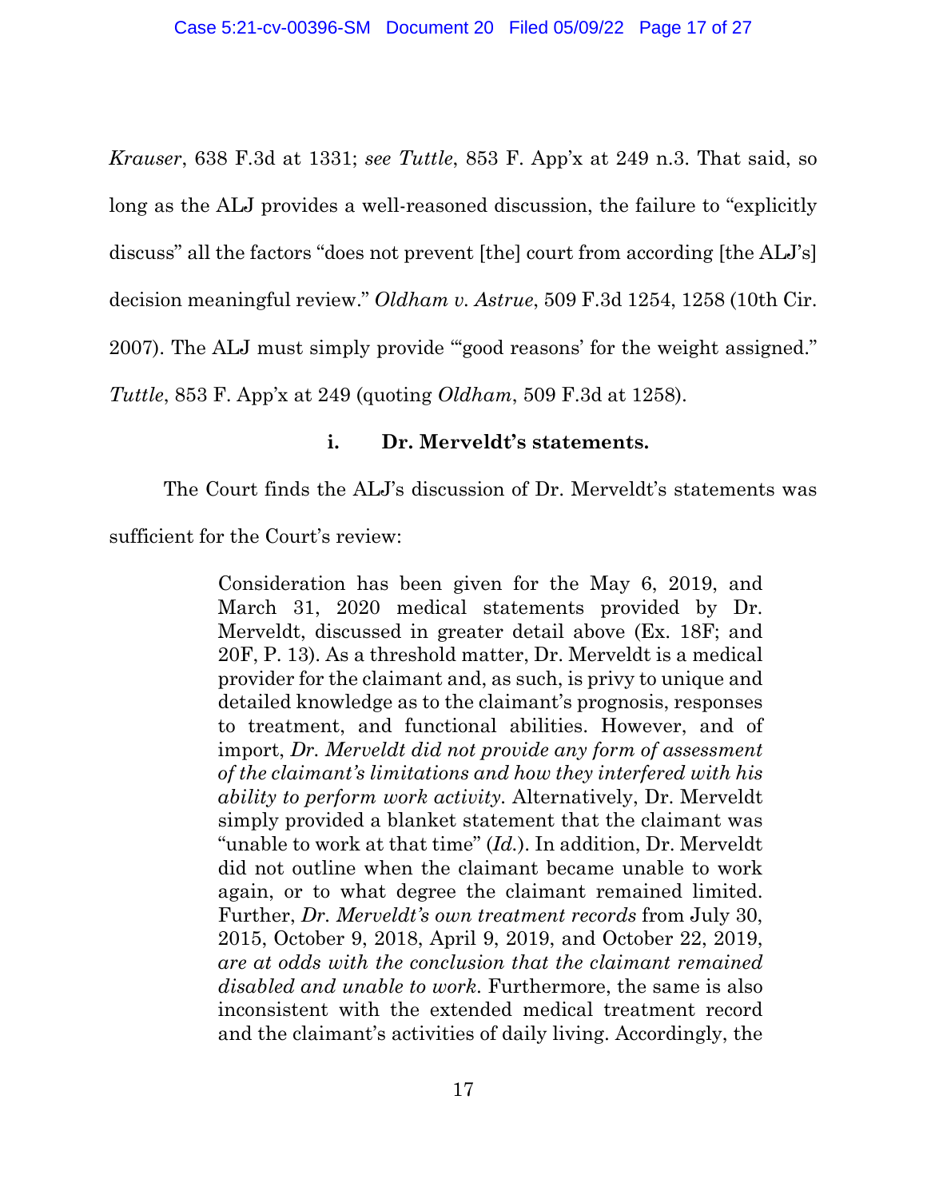*Krauser*, 638 F.3d at 1331; *see Tuttle*, 853 F. App'x at 249 n.3. That said, so long as the ALJ provides a well-reasoned discussion, the failure to "explicitly discuss" all the factors "does not prevent [the] court from according [the ALJ's] decision meaningful review." *Oldham v. Astrue*, 509 F.3d 1254, 1258 (10th Cir. 2007). The ALJ must simply provide "'good reasons' for the weight assigned." *Tuttle*, 853 F. App'x at 249 (quoting *Oldham*, 509 F.3d at 1258).

**i. Dr. Merveldt's statements.**

The Court finds the ALJ's discussion of Dr. Merveldt's statements was sufficient for the Court's review:

> Consideration has been given for the May 6, 2019, and March 31, 2020 medical statements provided by Dr. Merveldt, discussed in greater detail above (Ex. 18F; and 20F, P. 13). As a threshold matter, Dr. Merveldt is a medical provider for the claimant and, as such, is privy to unique and detailed knowledge as to the claimant's prognosis, responses to treatment, and functional abilities. However, and of import, *Dr. Merveldt did not provide any form of assessment of the claimant's limitations and how they interfered with his ability to perform work activity*. Alternatively, Dr. Merveldt simply provided a blanket statement that the claimant was "unable to work at that time" (*Id.*). In addition, Dr. Merveldt did not outline when the claimant became unable to work again, or to what degree the claimant remained limited. Further, *Dr. Merveldt's own treatment records* from July 30, 2015, October 9, 2018, April 9, 2019, and October 22, 2019, *are at odds with the conclusion that the claimant remained disabled and unable to work*. Furthermore, the same is also inconsistent with the extended medical treatment record and the claimant's activities of daily living. Accordingly, the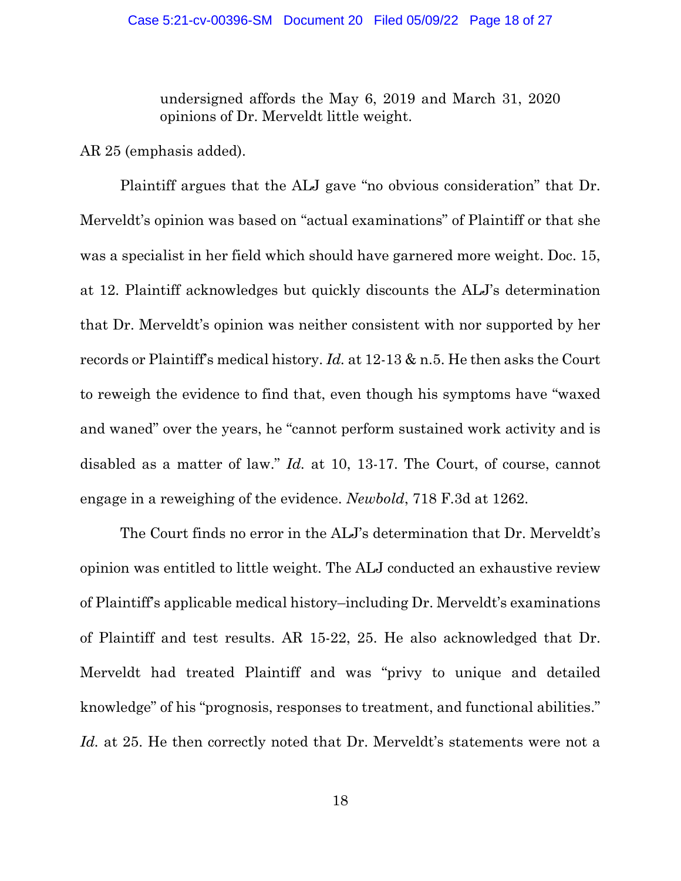> undersigned affords the May 6, 2019 and March 31, 2020 opinions of Dr. Merveldt little weight.

AR 25 (emphasis added).

Plaintiff argues that the ALJ gave "no obvious consideration" that Dr. Merveldt's opinion was based on "actual examinations" of Plaintiff or that she was a specialist in her field which should have garnered more weight. Doc. 15, at 12. Plaintiff acknowledges but quickly discounts the ALJ's determination that Dr. Merveldt's opinion was neither consistent with nor supported by her records or Plaintiff's medical history. *Id.* at 12-13 & n.5. He then asks the Court to reweigh the evidence to find that, even though his symptoms have "waxed and waned" over the years, he "cannot perform sustained work activity and is disabled as a matter of law." *Id.* at 10, 13-17. The Court, of course, cannot engage in a reweighing of the evidence. *Newbold*, 718 F.3d at 1262.

The Court finds no error in the ALJ's determination that Dr. Merveldt's opinion was entitled to little weight. The ALJ conducted an exhaustive review of Plaintiff's applicable medical history–including Dr. Merveldt's examinations of Plaintiff and test results. AR 15-22, 25. He also acknowledged that Dr. Merveldt had treated Plaintiff and was "privy to unique and detailed knowledge" of his "prognosis, responses to treatment, and functional abilities." *Id.* at 25. He then correctly noted that Dr. Merveldt's statements were not a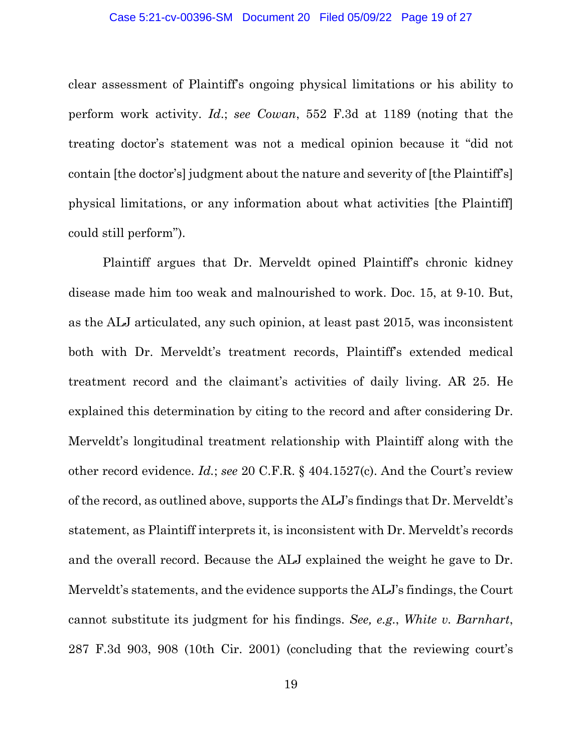clear assessment of Plaintiff's ongoing physical limitations or his ability to perform work activity. *Id.*; *see Cowan*, 552 F.3d at 1189 (noting that the treating doctor's statement was not a medical opinion because it "did not contain [the doctor's] judgment about the nature and severity of [the Plaintiff's] physical limitations, or any information about what activities [the Plaintiff] could still perform").

Plaintiff argues that Dr. Merveldt opined Plaintiff's chronic kidney disease made him too weak and malnourished to work. Doc. 15, at 9-10. But, as the ALJ articulated, any such opinion, at least past 2015, was inconsistent both with Dr. Merveldt's treatment records, Plaintiff's extended medical treatment record and the claimant's activities of daily living. AR 25. He explained this determination by citing to the record and after considering Dr. Merveldt's longitudinal treatment relationship with Plaintiff along with the other record evidence. *Id.*; *see* 20 C.F.R. § 404.1527(c). And the Court's review of the record, as outlined above, supports the ALJ's findings that Dr. Merveldt's statement, as Plaintiff interprets it, is inconsistent with Dr. Merveldt's records and the overall record. Because the ALJ explained the weight he gave to Dr. Merveldt's statements, and the evidence supports the ALJ's findings, the Court cannot substitute its judgment for his findings. *See, e.g.*, *White v. Barnhart*, 287 F.3d 903, 908 (10th Cir. 2001) (concluding that the reviewing court's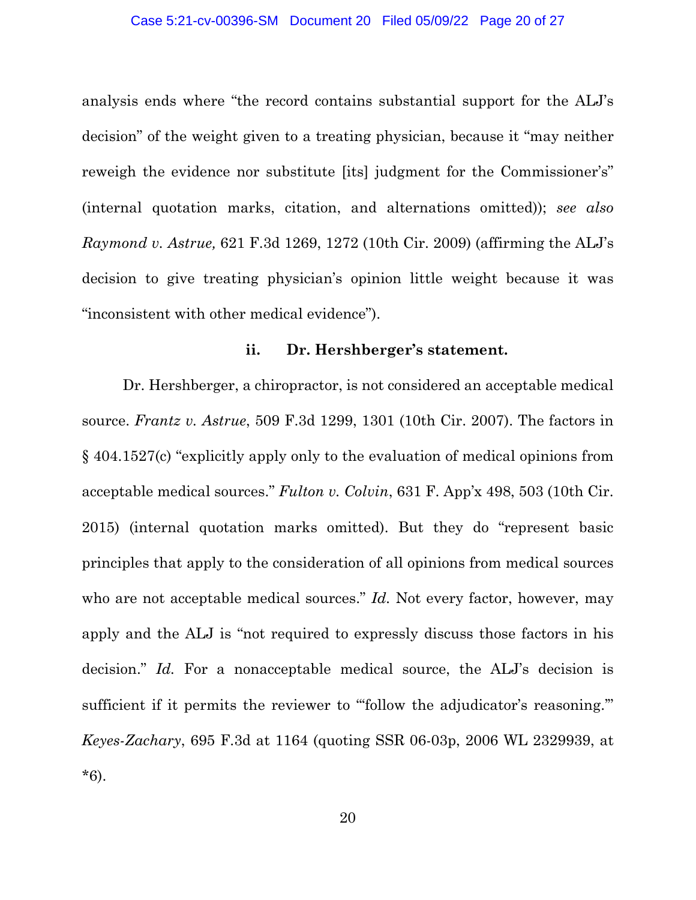analysis ends where "the record contains substantial support for the ALJ's decision" of the weight given to a treating physician, because it "may neither reweigh the evidence nor substitute [its] judgment for the Commissioner's" (internal quotation marks, citation, and alternations omitted)); *see also Raymond v. Astrue,* 621 F.3d 1269, 1272 (10th Cir. 2009) (affirming the ALJ's decision to give treating physician's opinion little weight because it was "inconsistent with other medical evidence").

**ii. Dr. Hershberger's statement.**

Dr. Hershberger, a chiropractor, is not considered an acceptable medical source. *Frantz v. Astrue*, 509 F.3d 1299, 1301 (10th Cir. 2007). The factors in § 404.1527(c) "explicitly apply only to the evaluation of medical opinions from acceptable medical sources." *Fulton v. Colvin*, 631 F. App'x 498, 503 (10th Cir. 2015) (internal quotation marks omitted). But they do "represent basic principles that apply to the consideration of all opinions from medical sources who are not acceptable medical sources." *Id.* Not every factor, however, may apply and the ALJ is "not required to expressly discuss those factors in his decision." *Id.* For a nonacceptable medical source, the ALJ's decision is sufficient if it permits the reviewer to "'follow the adjudicator's reasoning.'" *Keyes-Zachary*, 695 F.3d at 1164 (quoting SSR 06-03p, 2006 WL 2329939, at *6).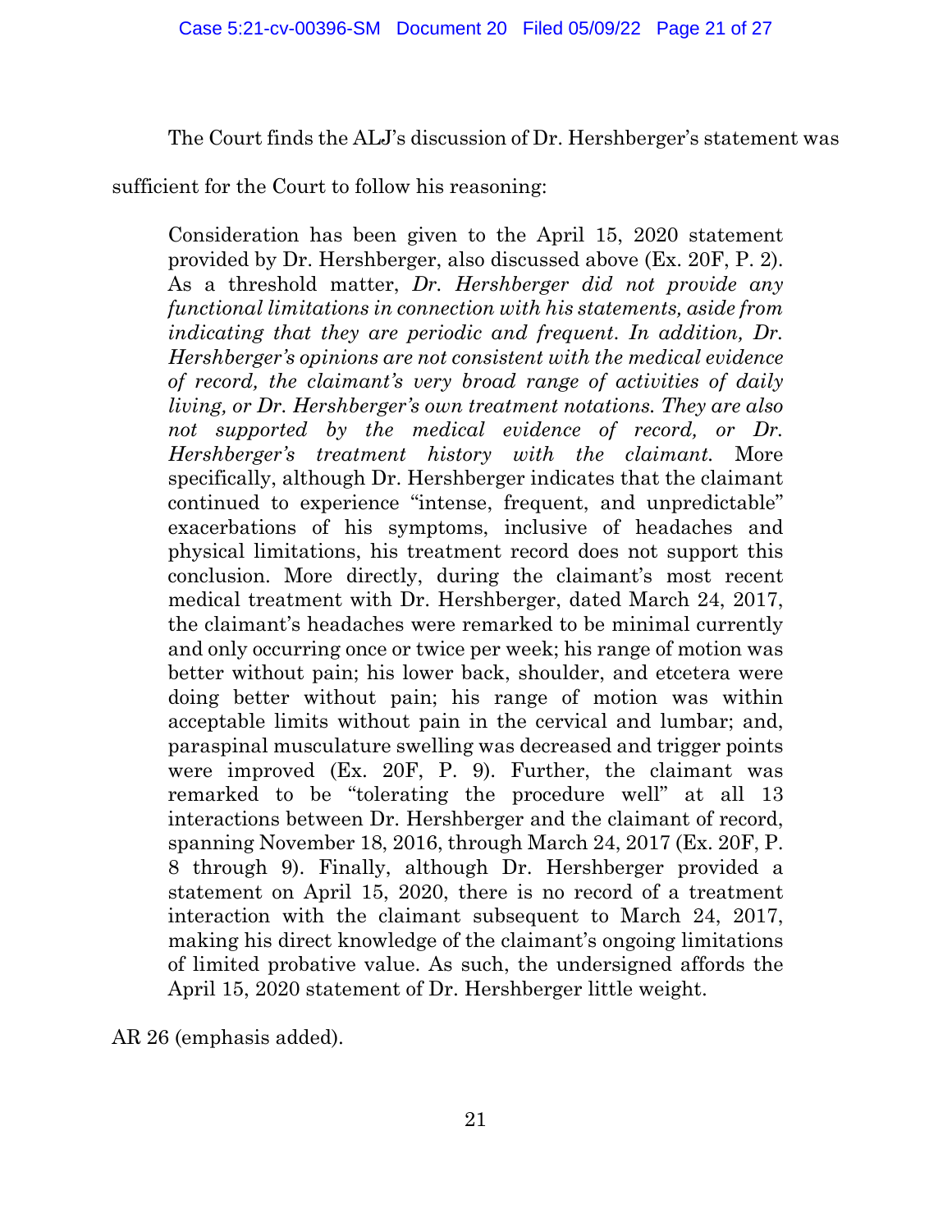The Court finds the ALJ's discussion of Dr. Hershberger's statement was sufficient for the Court to follow his reasoning:

> Consideration has been given to the April 15, 2020 statement provided by Dr. Hershberger, also discussed above (Ex. 20F, P. 2). As a threshold matter, *Dr. Hershberger did not provide any functional limitations in connection with his statements, aside from indicating that they are periodic and frequent. In addition, Dr. Hershberger's opinions are not consistent with the medical evidence of record, the claimant's very broad range of activities of daily living, or Dr. Hershberger's own treatment notations. They are also not supported by the medical evidence of record, or Dr. Hershberger's treatment history with the claimant.* More specifically, although Dr. Hershberger indicates that the claimant continued to experience "intense, frequent, and unpredictable" exacerbations of his symptoms, inclusive of headaches and physical limitations, his treatment record does not support this conclusion. More directly, during the claimant's most recent medical treatment with Dr. Hershberger, dated March 24, 2017, the claimant's headaches were remarked to be minimal currently and only occurring once or twice per week; his range of motion was better without pain; his lower back, shoulder, and etcetera were doing better without pain; his range of motion was within acceptable limits without pain in the cervical and lumbar; and, paraspinal musculature swelling was decreased and trigger points were improved (Ex. 20F, P. 9). Further, the claimant was remarked to be "tolerating the procedure well" at all 13 interactions between Dr. Hershberger and the claimant of record, spanning November 18, 2016, through March 24, 2017 (Ex. 20F, P. 8 through 9). Finally, although Dr. Hershberger provided a statement on April 15, 2020, there is no record of a treatment interaction with the claimant subsequent to March 24, 2017, making his direct knowledge of the claimant's ongoing limitations of limited probative value. As such, the undersigned affords the April 15, 2020 statement of Dr. Hershberger little weight.

AR 26 (emphasis added).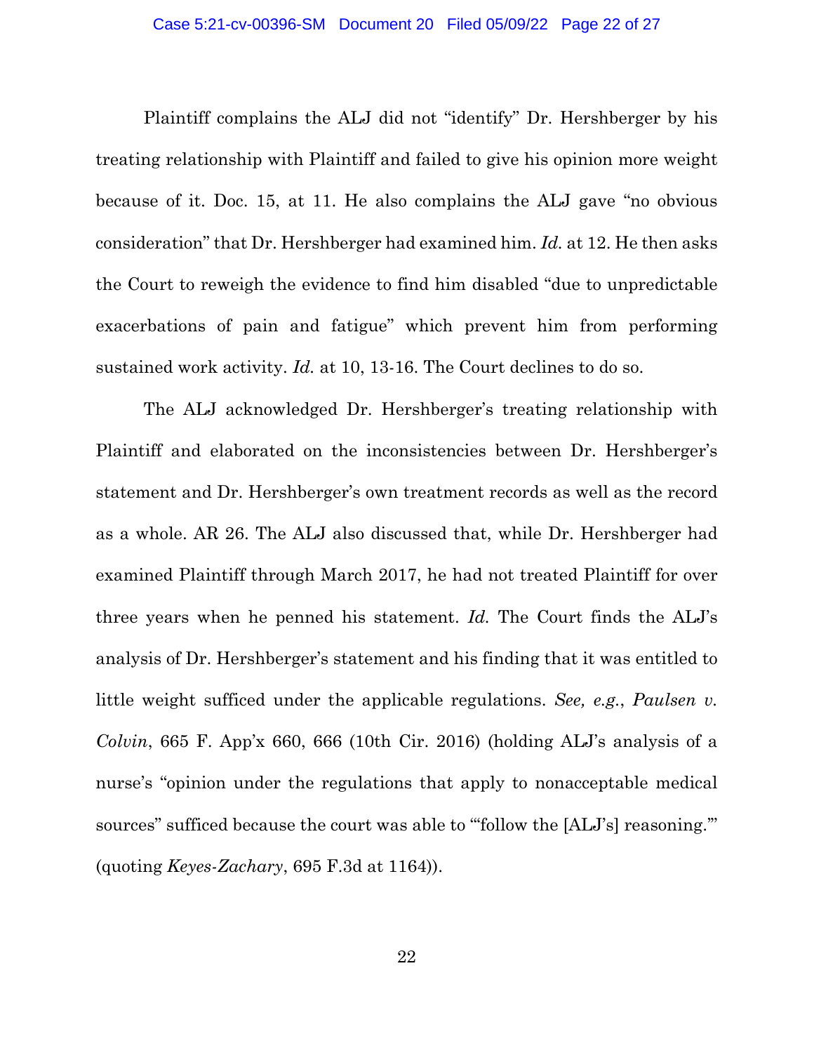Plaintiff complains the ALJ did not "identify" Dr. Hershberger by his treating relationship with Plaintiff and failed to give his opinion more weight because of it. Doc. 15, at 11. He also complains the ALJ gave "no obvious consideration" that Dr. Hershberger had examined him. *Id.* at 12. He then asks the Court to reweigh the evidence to find him disabled "due to unpredictable exacerbations of pain and fatigue" which prevent him from performing sustained work activity. *Id.* at 10, 13-16. The Court declines to do so.

The ALJ acknowledged Dr. Hershberger's treating relationship with Plaintiff and elaborated on the inconsistencies between Dr. Hershberger's statement and Dr. Hershberger's own treatment records as well as the record as a whole. AR 26. The ALJ also discussed that, while Dr. Hershberger had examined Plaintiff through March 2017, he had not treated Plaintiff for over three years when he penned his statement. *Id.* The Court finds the ALJ's analysis of Dr. Hershberger's statement and his finding that it was entitled to little weight sufficed under the applicable regulations. *See, e.g.*, *Paulsen v. Colvin*, 665 F. App'x 660, 666 (10th Cir. 2016) (holding ALJ's analysis of a nurse's "opinion under the regulations that apply to nonacceptable medical sources" sufficed because the court was able to "'follow the [ALJ's] reasoning.'" (quoting *Keyes-Zachary*, 695 F.3d at 1164)).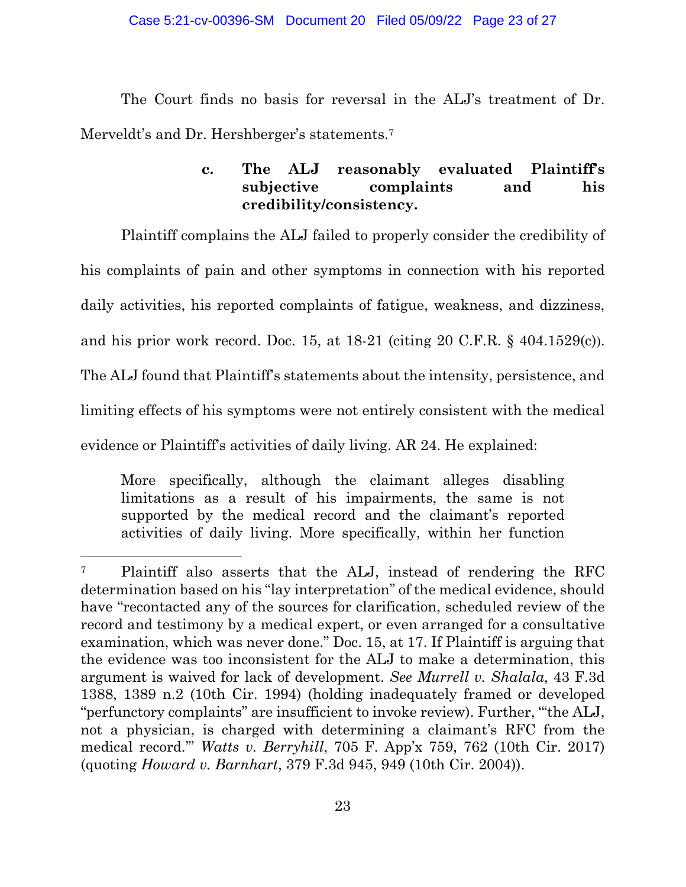The Court finds no basis for reversal in the ALJ's treatment of Dr. Merveldt's and Dr. Hershberger's statements.[7]

**c. The ALJ reasonably evaluated Plaintiff's subjective complaints and his credibility/consistency.**

Plaintiff complains the ALJ failed to properly consider the credibility of his complaints of pain and other symptoms in connection with his reported daily activities, his reported complaints of fatigue, weakness, and dizziness, and his prior work record. Doc. 15, at 18-21 (citing 20 C.F.R. § 404.1529(c)). The ALJ found that Plaintiff's statements about the intensity, persistence, and limiting effects of his symptoms were not entirely consistent with the medical evidence or Plaintiff's activities of daily living. AR 24. He explained:

> More specifically, although the claimant alleges disabling limitations as a result of his impairments, the same is not supported by the medical record and the claimant's reported activities of daily living. More specifically, within her function

---

[7] Plaintiff also asserts that the ALJ, instead of rendering the RFC determination based on his "lay interpretation" of the medical evidence, should have "recontacted any of the sources for clarification, scheduled review of the record and testimony by a medical expert, or even arranged for a consultative examination, which was never done." Doc. 15, at 17. If Plaintiff is arguing that the evidence was too inconsistent for the ALJ to make a determination, this argument is waived for lack of development. *See Murrell v. Shalala*, 43 F.3d 1388, 1389 n.2 (10th Cir. 1994) (holding inadequately framed or developed "perfunctory complaints" are insufficient to invoke review). Further, "'the ALJ, not a physician, is charged with determining a claimant's RFC from the medical record.'" *Watts v. Berryhill*, 705 F. App'x 759, 762 (10th Cir. 2017) (quoting *Howard v. Barnhart*, 379 F.3d 945, 949 (10th Cir. 2004)).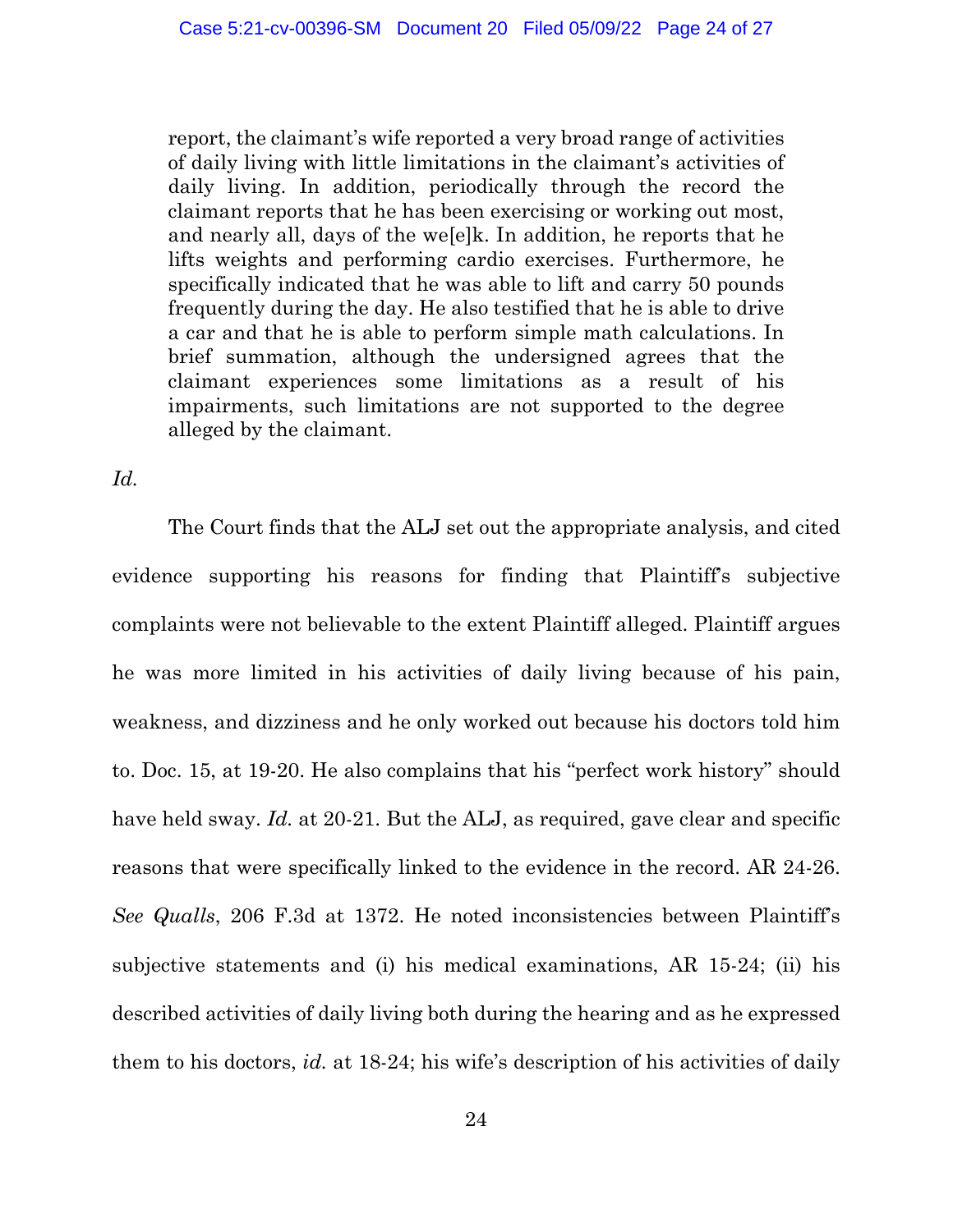> report, the claimant's wife reported a very broad range of activities of daily living with little limitations in the claimant's activities of daily living. In addition, periodically through the record the claimant reports that he has been exercising or working out most, and nearly all, days of the we[e]k. In addition, he reports that he lifts weights and performing cardio exercises. Furthermore, he specifically indicated that he was able to lift and carry 50 pounds frequently during the day. He also testified that he is able to drive a car and that he is able to perform simple math calculations. In brief summation, although the undersigned agrees that the claimant experiences some limitations as a result of his impairments, such limitations are not supported to the degree alleged by the claimant.

*Id.*

The Court finds that the ALJ set out the appropriate analysis, and cited evidence supporting his reasons for finding that Plaintiff's subjective complaints were not believable to the extent Plaintiff alleged. Plaintiff argues he was more limited in his activities of daily living because of his pain, weakness, and dizziness and he only worked out because his doctors told him to. Doc. 15, at 19-20. He also complains that his "perfect work history" should have held sway. *Id.* at 20-21. But the ALJ, as required, gave clear and specific reasons that were specifically linked to the evidence in the record. AR 24-26. *See Qualls*, 206 F.3d at 1372. He noted inconsistencies between Plaintiff's subjective statements and (i) his medical examinations, AR 15-24; (ii) his described activities of daily living both during the hearing and as he expressed them to his doctors, *id.* at 18-24; his wife's description of his activities of daily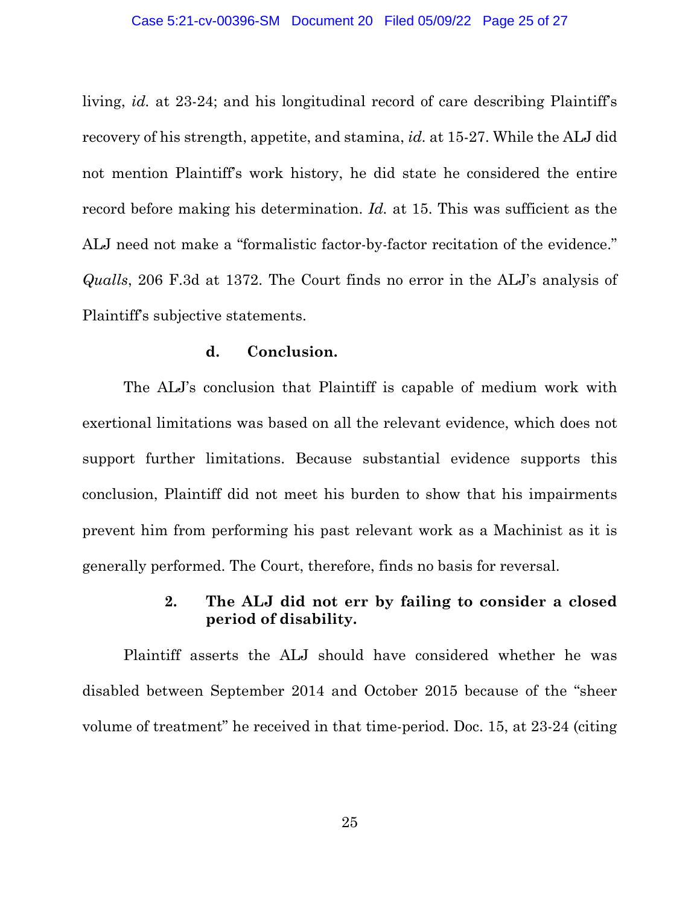living, *id.* at 23-24; and his longitudinal record of care describing Plaintiff's recovery of his strength, appetite, and stamina, *id.* at 15-27. While the ALJ did not mention Plaintiff's work history, he did state he considered the entire record before making his determination. *Id.* at 15. This was sufficient as the ALJ need not make a "formalistic factor-by-factor recitation of the evidence." *Qualls*, 206 F.3d at 1372. The Court finds no error in the ALJ's analysis of Plaintiff's subjective statements.

**d. Conclusion.**

The ALJ's conclusion that Plaintiff is capable of medium work with exertional limitations was based on all the relevant evidence, which does not support further limitations. Because substantial evidence supports this conclusion, Plaintiff did not meet his burden to show that his impairments prevent him from performing his past relevant work as a Machinist as it is generally performed. The Court, therefore, finds no basis for reversal.

**2. The ALJ did not err by failing to consider a closed period of disability.**

Plaintiff asserts the ALJ should have considered whether he was disabled between September 2014 and October 2015 because of the "sheer volume of treatment" he received in that time-period. Doc. 15, at 23-24 (citing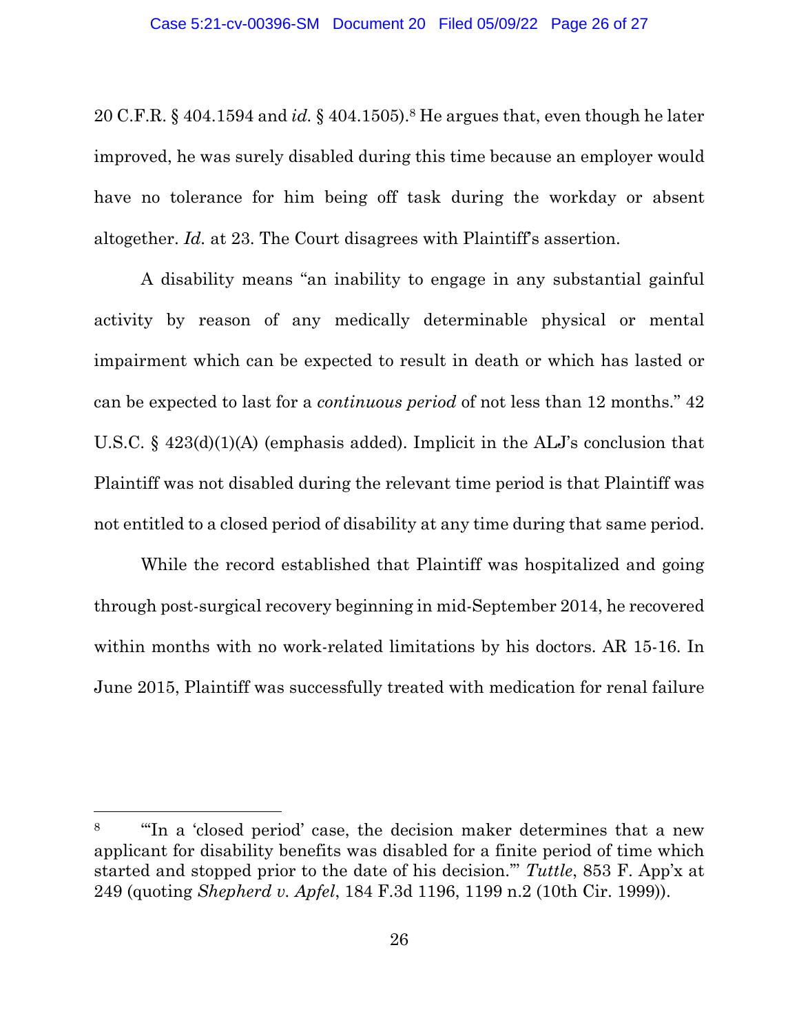20 C.F.R. § 404.1594 and *id.* § 404.1505).[8] He argues that, even though he later improved, he was surely disabled during this time because an employer would have no tolerance for him being off task during the workday or absent altogether. *Id.* at 23. The Court disagrees with Plaintiff's assertion.

A disability means "an inability to engage in any substantial gainful activity by reason of any medically determinable physical or mental impairment which can be expected to result in death or which has lasted or can be expected to last for a *continuous period* of not less than 12 months." 42 U.S.C. § 423(d)(1)(A) (emphasis added). Implicit in the ALJ's conclusion that Plaintiff was not disabled during the relevant time period is that Plaintiff was not entitled to a closed period of disability at any time during that same period.

While the record established that Plaintiff was hospitalized and going through post-surgical recovery beginning in mid-September 2014, he recovered within months with no work-related limitations by his doctors. AR 15-16. In June 2015, Plaintiff was successfully treated with medication for renal failure

---

[8] "'In a 'closed period' case, the decision maker determines that a new applicant for disability benefits was disabled for a finite period of time which started and stopped prior to the date of his decision.'" *Tuttle*, 853 F. App'x at 249 (quoting *Shepherd v. Apfel*, 184 F.3d 1196, 1199 n.2 (10th Cir. 1999)).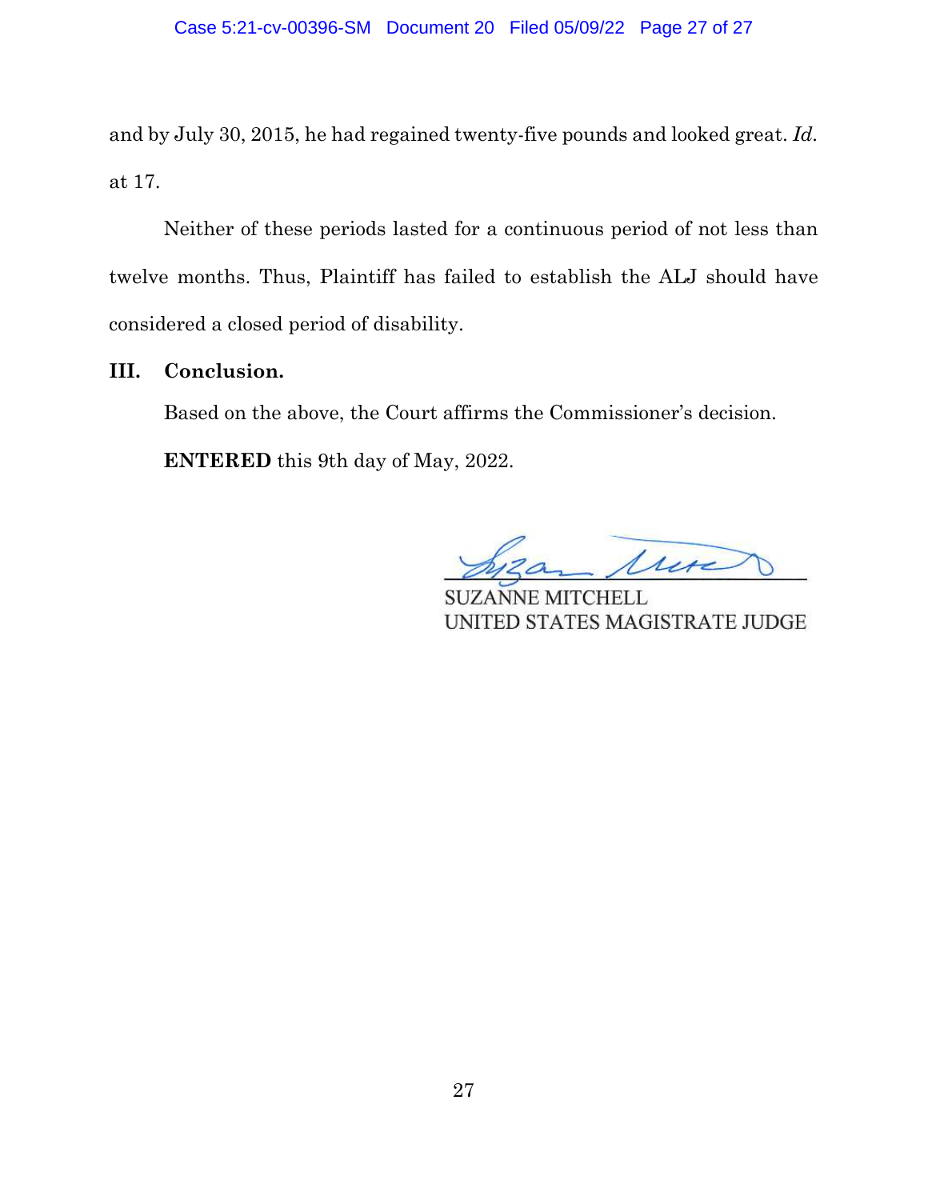and by July 30, 2015, he had regained twenty-five pounds and looked great. *Id.* at 17.

Neither of these periods lasted for a continuous period of not less than twelve months. Thus, Plaintiff has failed to establish the ALJ should have considered a closed period of disability.

## III. Conclusion.

Based on the above, the Court affirms the Commissioner's decision.

**ENTERED** this 9th day of May, 2022.

SUZANNE MITCHELL
UNITED STATES MAGISTRATE JUDGE